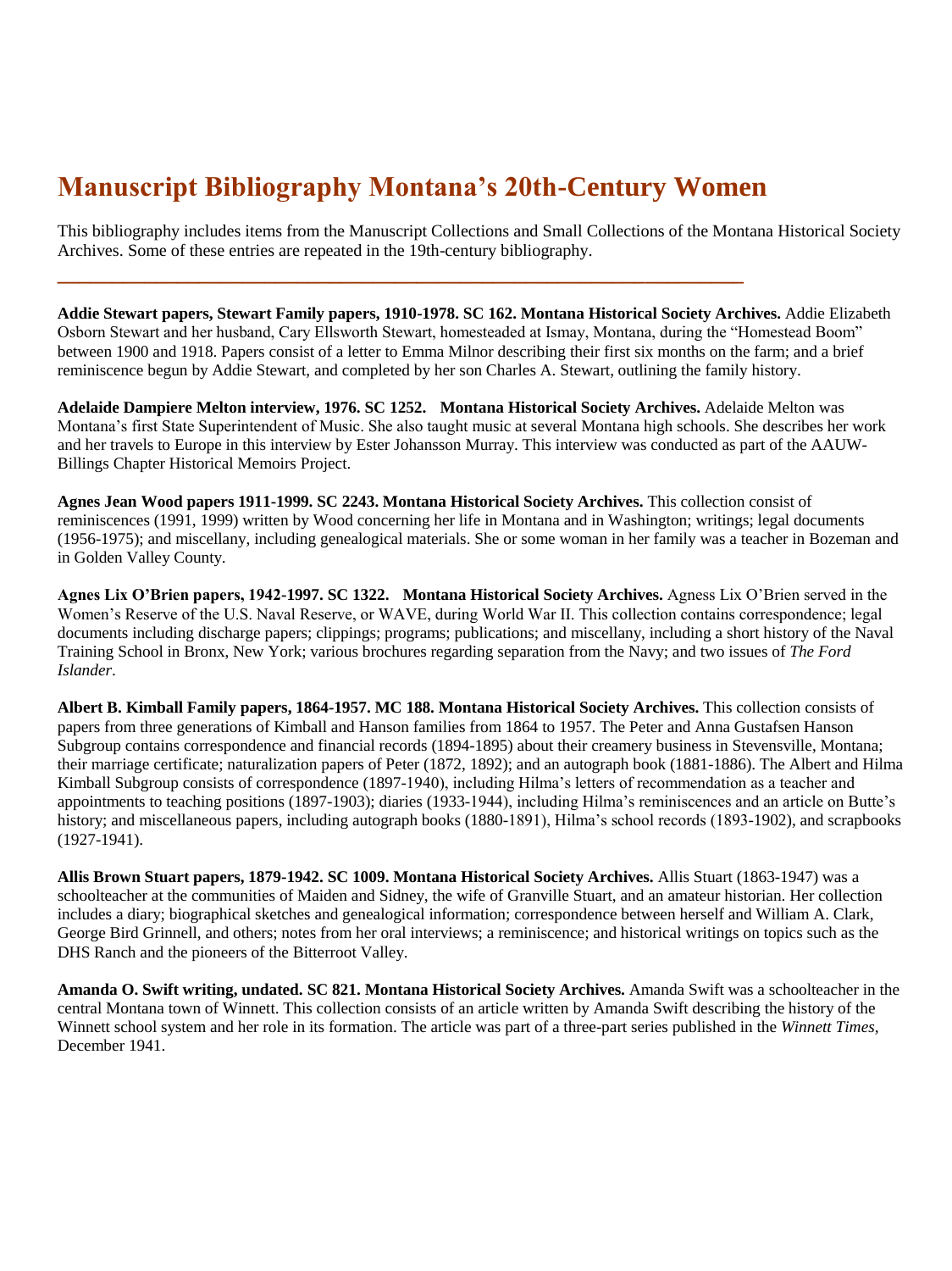# Manuscript Bibliography Montana's 20th-Century Women

This bibliography includes items from the Manuscript Collections and Small Collections of the Montana Historical Society Archives. Some of these entries are repeated in the 19th-century bibliography.

---

**Addie Stewart papers, Stewart Family papers, 1910-1978. SC 162. Montana Historical Society Archives.** Addie Elizabeth Osborn Stewart and her husband, Cary Ellsworth Stewart, homesteaded at Ismay, Montana, during the "Homestead Boom" between 1900 and 1918. Papers consist of a letter to Emma Milnor describing their first six months on the farm; and a brief reminiscence begun by Addie Stewart, and completed by her son Charles A. Stewart, outlining the family history.

**Adelaide Dampiere Melton interview, 1976. SC 1252. Montana Historical Society Archives.** Adelaide Melton was Montana's first State Superintendent of Music. She also taught music at several Montana high schools. She describes her work and her travels to Europe in this interview by Ester Johansson Murray. This interview was conducted as part of the AAUW-Billings Chapter Historical Memoirs Project.

**Agnes Jean Wood papers 1911-1999. SC 2243. Montana Historical Society Archives.** This collection consist of reminiscences (1991, 1999) written by Wood concerning her life in Montana and in Washington; writings; legal documents (1956-1975); and miscellany, including genealogical materials. She or some woman in her family was a teacher in Bozeman and in Golden Valley County.

**Agnes Lix O'Brien papers, 1942-1997. SC 1322. Montana Historical Society Archives.** Agness Lix O'Brien served in the Women's Reserve of the U.S. Naval Reserve, or WAVE, during World War II. This collection contains correspondence; legal documents including discharge papers; clippings; programs; publications; and miscellany, including a short history of the Naval Training School in Bronx, New York; various brochures regarding separation from the Navy; and two issues of *The Ford Islander*.

**Albert B. Kimball Family papers, 1864-1957. MC 188. Montana Historical Society Archives.** This collection consists of papers from three generations of Kimball and Hanson families from 1864 to 1957. The Peter and Anna Gustafsen Hanson Subgroup contains correspondence and financial records (1894-1895) about their creamery business in Stevensville, Montana; their marriage certificate; naturalization papers of Peter (1872, 1892); and an autograph book (1881-1886). The Albert and Hilma Kimball Subgroup consists of correspondence (1897-1940), including Hilma's letters of recommendation as a teacher and appointments to teaching positions (1897-1903); diaries (1933-1944), including Hilma's reminiscences and an article on Butte's history; and miscellaneous papers, including autograph books (1880-1891), Hilma's school records (1893-1902), and scrapbooks (1927-1941).

**Allis Brown Stuart papers, 1879-1942. SC 1009. Montana Historical Society Archives.** Allis Stuart (1863-1947) was a schoolteacher at the communities of Maiden and Sidney, the wife of Granville Stuart, and an amateur historian. Her collection includes a diary; biographical sketches and genealogical information; correspondence between herself and William A. Clark, George Bird Grinnell, and others; notes from her oral interviews; a reminiscence; and historical writings on topics such as the DHS Ranch and the pioneers of the Bitterroot Valley.

**Amanda O. Swift writing, undated. SC 821. Montana Historical Society Archives.** Amanda Swift was a schoolteacher in the central Montana town of Winnett. This collection consists of an article written by Amanda Swift describing the history of the Winnett school system and her role in its formation. The article was part of a three-part series published in the *Winnett Times*, December 1941.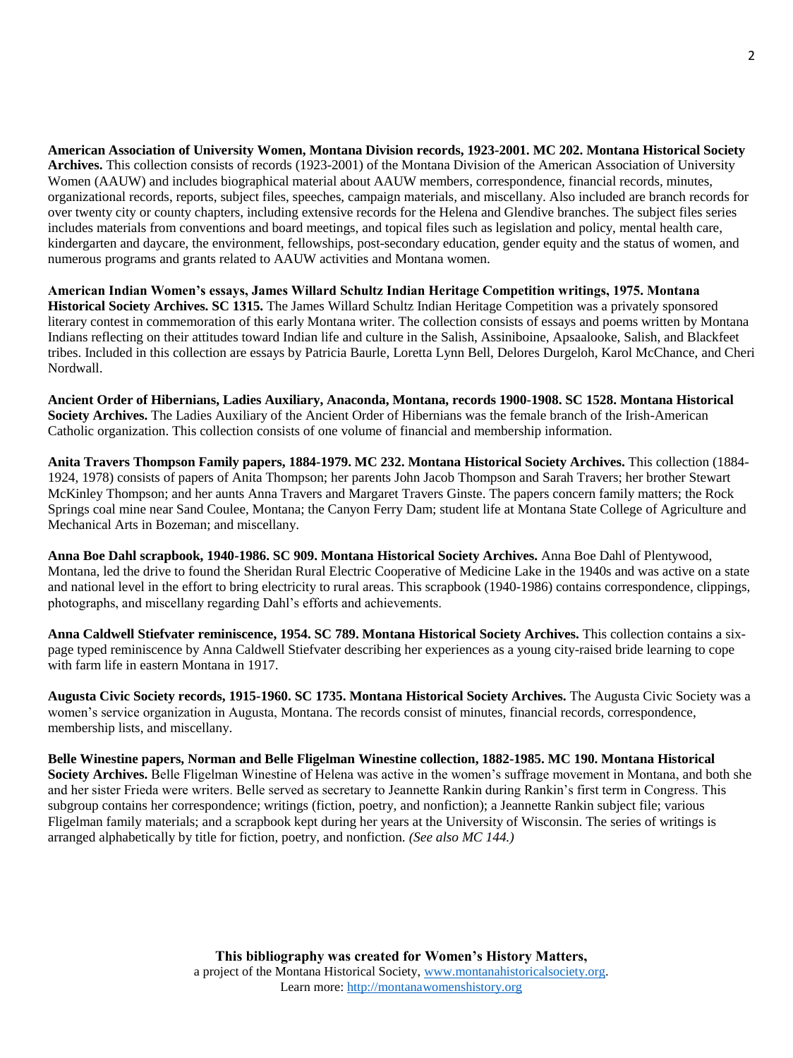**American Association of University Women, Montana Division records, 1923-2001. MC 202. Montana Historical Society Archives.** This collection consists of records (1923-2001) of the Montana Division of the American Association of University Women (AAUW) and includes biographical material about AAUW members, correspondence, financial records, minutes, organizational records, reports, subject files, speeches, campaign materials, and miscellany. Also included are branch records for over twenty city or county chapters, including extensive records for the Helena and Glendive branches. The subject files series includes materials from conventions and board meetings, and topical files such as legislation and policy, mental health care, kindergarten and daycare, the environment, fellowships, post-secondary education, gender equity and the status of women, and numerous programs and grants related to AAUW activities and Montana women.

**American Indian Women's essays, James Willard Schultz Indian Heritage Competition writings, 1975. Montana Historical Society Archives. SC 1315.** The James Willard Schultz Indian Heritage Competition was a privately sponsored literary contest in commemoration of this early Montana writer. The collection consists of essays and poems written by Montana Indians reflecting on their attitudes toward Indian life and culture in the Salish, Assiniboine, Apsaalooke, Salish, and Blackfeet tribes. Included in this collection are essays by Patricia Baurle, Loretta Lynn Bell, Delores Durgeloh, Karol McChance, and Cheri Nordwall.

**Ancient Order of Hibernians, Ladies Auxiliary, Anaconda, Montana, records 1900-1908. SC 1528. Montana Historical Society Archives.** The Ladies Auxiliary of the Ancient Order of Hibernians was the female branch of the Irish-American Catholic organization. This collection consists of one volume of financial and membership information.

**Anita Travers Thompson Family papers, 1884-1979. MC 232. Montana Historical Society Archives.** This collection (1884-1924, 1978) consists of papers of Anita Thompson; her parents John Jacob Thompson and Sarah Travers; her brother Stewart McKinley Thompson; and her aunts Anna Travers and Margaret Travers Ginste. The papers concern family matters; the Rock Springs coal mine near Sand Coulee, Montana; the Canyon Ferry Dam; student life at Montana State College of Agriculture and Mechanical Arts in Bozeman; and miscellany.

**Anna Boe Dahl scrapbook, 1940-1986. SC 909. Montana Historical Society Archives.** Anna Boe Dahl of Plentywood, Montana, led the drive to found the Sheridan Rural Electric Cooperative of Medicine Lake in the 1940s and was active on a state and national level in the effort to bring electricity to rural areas. This scrapbook (1940-1986) contains correspondence, clippings, photographs, and miscellany regarding Dahl's efforts and achievements.

**Anna Caldwell Stiefvater reminiscence, 1954. SC 789. Montana Historical Society Archives.** This collection contains a six-page typed reminiscence by Anna Caldwell Stiefvater describing her experiences as a young city-raised bride learning to cope with farm life in eastern Montana in 1917.

**Augusta Civic Society records, 1915-1960. SC 1735. Montana Historical Society Archives.** The Augusta Civic Society was a women's service organization in Augusta, Montana. The records consist of minutes, financial records, correspondence, membership lists, and miscellany.

**Belle Winestine papers, Norman and Belle Fligelman Winestine collection, 1882-1985. MC 190. Montana Historical Society Archives.** Belle Fligelman Winestine of Helena was active in the women's suffrage movement in Montana, and both she and her sister Frieda were writers. Belle served as secretary to Jeannette Rankin during Rankin's first term in Congress. This subgroup contains her correspondence; writings (fiction, poetry, and nonfiction); a Jeannette Rankin subject file; various Fligelman family materials; and a scrapbook kept during her years at the University of Wisconsin. The series of writings is arranged alphabetically by title for fiction, poetry, and nonfiction. *(See also MC 144.)*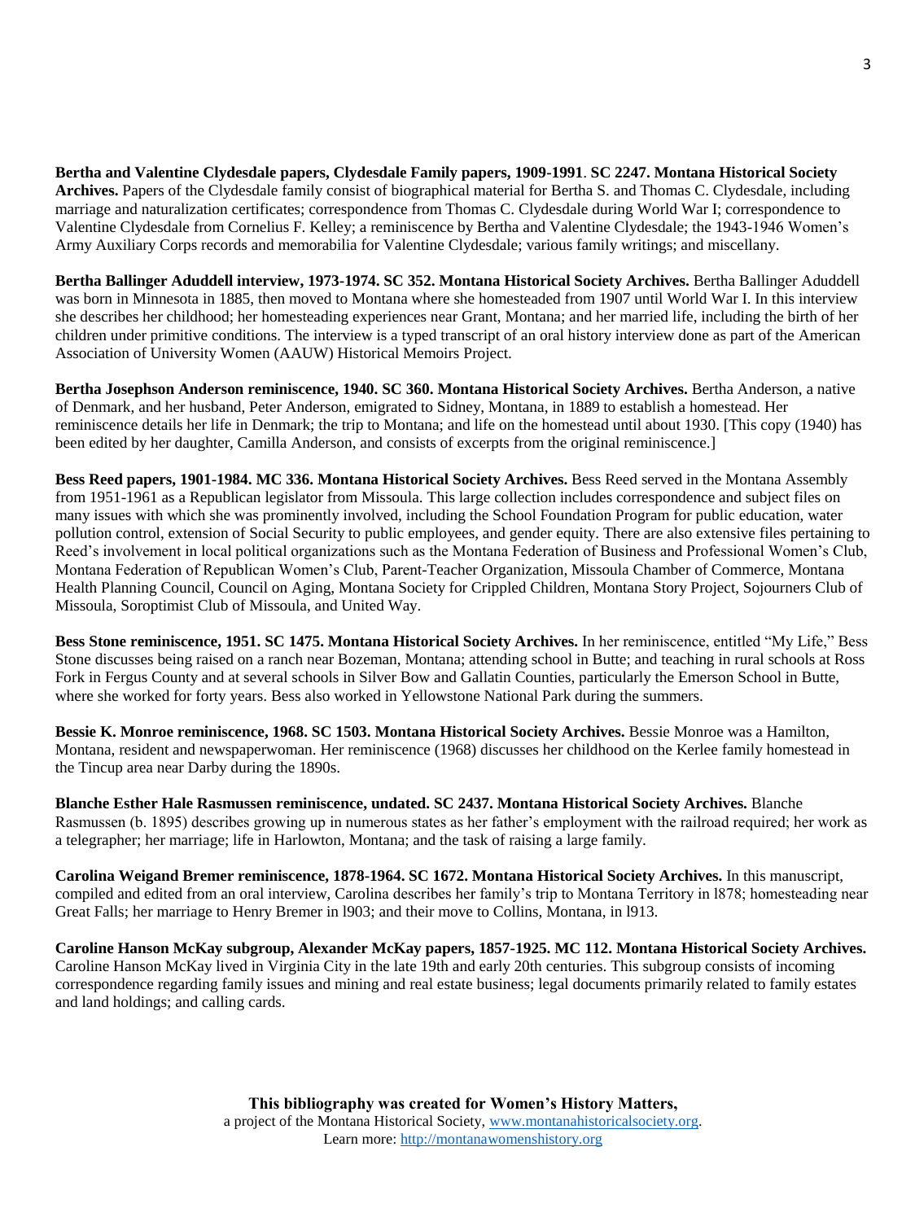**Bertha and Valentine Clydesdale papers, Clydesdale Family papers, 1909-1991**. **SC 2247. Montana Historical Society Archives.** Papers of the Clydesdale family consist of biographical material for Bertha S. and Thomas C. Clydesdale, including marriage and naturalization certificates; correspondence from Thomas C. Clydesdale during World War I; correspondence to Valentine Clydesdale from Cornelius F. Kelley; a reminiscence by Bertha and Valentine Clydesdale; the 1943-1946 Women's Army Auxiliary Corps records and memorabilia for Valentine Clydesdale; various family writings; and miscellany.

**Bertha Ballinger Aduddell interview, 1973-1974. SC 352. Montana Historical Society Archives.** Bertha Ballinger Aduddell was born in Minnesota in 1885, then moved to Montana where she homesteaded from 1907 until World War I. In this interview she describes her childhood; her homesteading experiences near Grant, Montana; and her married life, including the birth of her children under primitive conditions. The interview is a typed transcript of an oral history interview done as part of the American Association of University Women (AAUW) Historical Memoirs Project.

**Bertha Josephson Anderson reminiscence, 1940. SC 360. Montana Historical Society Archives.** Bertha Anderson, a native of Denmark, and her husband, Peter Anderson, emigrated to Sidney, Montana, in 1889 to establish a homestead. Her reminiscence details her life in Denmark; the trip to Montana; and life on the homestead until about 1930. [This copy (1940) has been edited by her daughter, Camilla Anderson, and consists of excerpts from the original reminiscence.]

**Bess Reed papers, 1901-1984. MC 336. Montana Historical Society Archives.** Bess Reed served in the Montana Assembly from 1951-1961 as a Republican legislator from Missoula. This large collection includes correspondence and subject files on many issues with which she was prominently involved, including the School Foundation Program for public education, water pollution control, extension of Social Security to public employees, and gender equity. There are also extensive files pertaining to Reed's involvement in local political organizations such as the Montana Federation of Business and Professional Women's Club, Montana Federation of Republican Women's Club, Parent-Teacher Organization, Missoula Chamber of Commerce, Montana Health Planning Council, Council on Aging, Montana Society for Crippled Children, Montana Story Project, Sojourners Club of Missoula, Soroptimist Club of Missoula, and United Way.

**Bess Stone reminiscence, 1951. SC 1475. Montana Historical Society Archives.** In her reminiscence, entitled "My Life," Bess Stone discusses being raised on a ranch near Bozeman, Montana; attending school in Butte; and teaching in rural schools at Ross Fork in Fergus County and at several schools in Silver Bow and Gallatin Counties, particularly the Emerson School in Butte, where she worked for forty years. Bess also worked in Yellowstone National Park during the summers.

**Bessie K. Monroe reminiscence, 1968. SC 1503. Montana Historical Society Archives.** Bessie Monroe was a Hamilton, Montana, resident and newspaperwoman. Her reminiscence (1968) discusses her childhood on the Kerlee family homestead in the Tincup area near Darby during the 1890s.

**Blanche Esther Hale Rasmussen reminiscence, undated. SC 2437. Montana Historical Society Archives.** Blanche Rasmussen (b. 1895) describes growing up in numerous states as her father's employment with the railroad required; her work as a telegrapher; her marriage; life in Harlowton, Montana; and the task of raising a large family.

**Carolina Weigand Bremer reminiscence, 1878-1964. SC 1672. Montana Historical Society Archives.** In this manuscript, compiled and edited from an oral interview, Carolina describes her family's trip to Montana Territory in l878; homesteading near Great Falls; her marriage to Henry Bremer in l903; and their move to Collins, Montana, in l913.

**Caroline Hanson McKay subgroup, Alexander McKay papers, 1857-1925. MC 112. Montana Historical Society Archives.** Caroline Hanson McKay lived in Virginia City in the late 19th and early 20th centuries. This subgroup consists of incoming correspondence regarding family issues and mining and real estate business; legal documents primarily related to family estates and land holdings; and calling cards.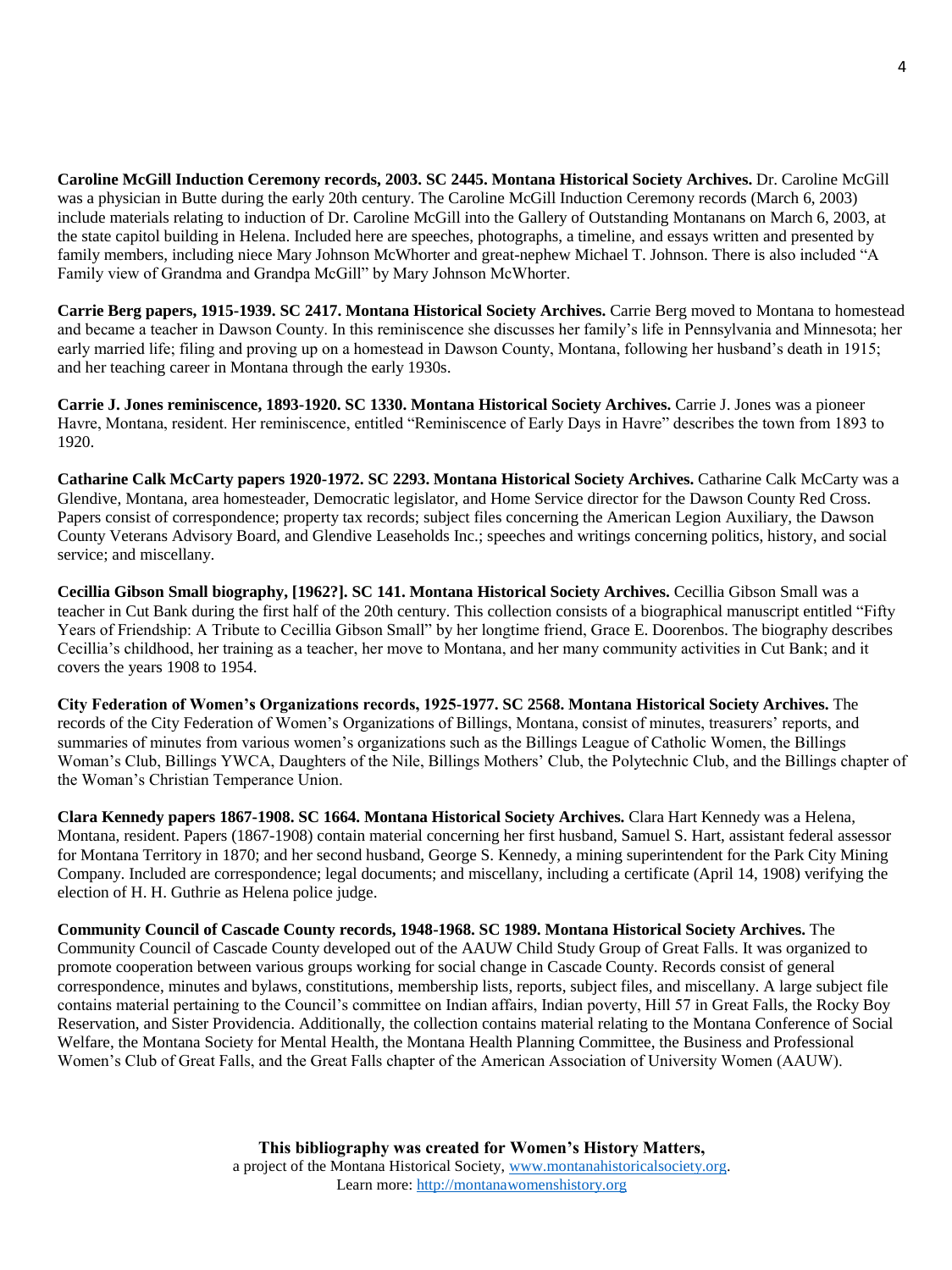**Caroline McGill Induction Ceremony records, 2003. SC 2445. Montana Historical Society Archives.** Dr. Caroline McGill was a physician in Butte during the early 20th century. The Caroline McGill Induction Ceremony records (March 6, 2003) include materials relating to induction of Dr. Caroline McGill into the Gallery of Outstanding Montanans on March 6, 2003, at the state capitol building in Helena. Included here are speeches, photographs, a timeline, and essays written and presented by family members, including niece Mary Johnson McWhorter and great-nephew Michael T. Johnson. There is also included "A Family view of Grandma and Grandpa McGill" by Mary Johnson McWhorter.

**Carrie Berg papers, 1915-1939. SC 2417. Montana Historical Society Archives.** Carrie Berg moved to Montana to homestead and became a teacher in Dawson County. In this reminiscence she discusses her family's life in Pennsylvania and Minnesota; her early married life; filing and proving up on a homestead in Dawson County, Montana, following her husband's death in 1915; and her teaching career in Montana through the early 1930s.

**Carrie J. Jones reminiscence, 1893-1920. SC 1330. Montana Historical Society Archives.** Carrie J. Jones was a pioneer Havre, Montana, resident. Her reminiscence, entitled "Reminiscence of Early Days in Havre" describes the town from 1893 to 1920.

**Catharine Calk McCarty papers 1920-1972. SC 2293. Montana Historical Society Archives.** Catharine Calk McCarty was a Glendive, Montana, area homesteader, Democratic legislator, and Home Service director for the Dawson County Red Cross. Papers consist of correspondence; property tax records; subject files concerning the American Legion Auxiliary, the Dawson County Veterans Advisory Board, and Glendive Leaseholds Inc.; speeches and writings concerning politics, history, and social service; and miscellany.

**Cecillia Gibson Small biography, [1962?]. SC 141. Montana Historical Society Archives.** Cecillia Gibson Small was a teacher in Cut Bank during the first half of the 20th century. This collection consists of a biographical manuscript entitled "Fifty Years of Friendship: A Tribute to Cecillia Gibson Small" by her longtime friend, Grace E. Doorenbos. The biography describes Cecillia's childhood, her training as a teacher, her move to Montana, and her many community activities in Cut Bank; and it covers the years 1908 to 1954.

**City Federation of Women's Organizations records, 1925-1977. SC 2568. Montana Historical Society Archives.** The records of the City Federation of Women's Organizations of Billings, Montana, consist of minutes, treasurers' reports, and summaries of minutes from various women's organizations such as the Billings League of Catholic Women, the Billings Woman's Club, Billings YWCA, Daughters of the Nile, Billings Mothers' Club, the Polytechnic Club, and the Billings chapter of the Woman's Christian Temperance Union.

**Clara Kennedy papers 1867-1908. SC 1664. Montana Historical Society Archives.** Clara Hart Kennedy was a Helena, Montana, resident. Papers (1867-1908) contain material concerning her first husband, Samuel S. Hart, assistant federal assessor for Montana Territory in 1870; and her second husband, George S. Kennedy, a mining superintendent for the Park City Mining Company. Included are correspondence; legal documents; and miscellany, including a certificate (April 14, 1908) verifying the election of H. H. Guthrie as Helena police judge.

**Community Council of Cascade County records, 1948-1968. SC 1989. Montana Historical Society Archives.** The Community Council of Cascade County developed out of the AAUW Child Study Group of Great Falls. It was organized to promote cooperation between various groups working for social change in Cascade County. Records consist of general correspondence, minutes and bylaws, constitutions, membership lists, reports, subject files, and miscellany. A large subject file contains material pertaining to the Council's committee on Indian affairs, Indian poverty, Hill 57 in Great Falls, the Rocky Boy Reservation, and Sister Providencia. Additionally, the collection contains material relating to the Montana Conference of Social Welfare, the Montana Society for Mental Health, the Montana Health Planning Committee, the Business and Professional Women's Club of Great Falls, and the Great Falls chapter of the American Association of University Women (AAUW).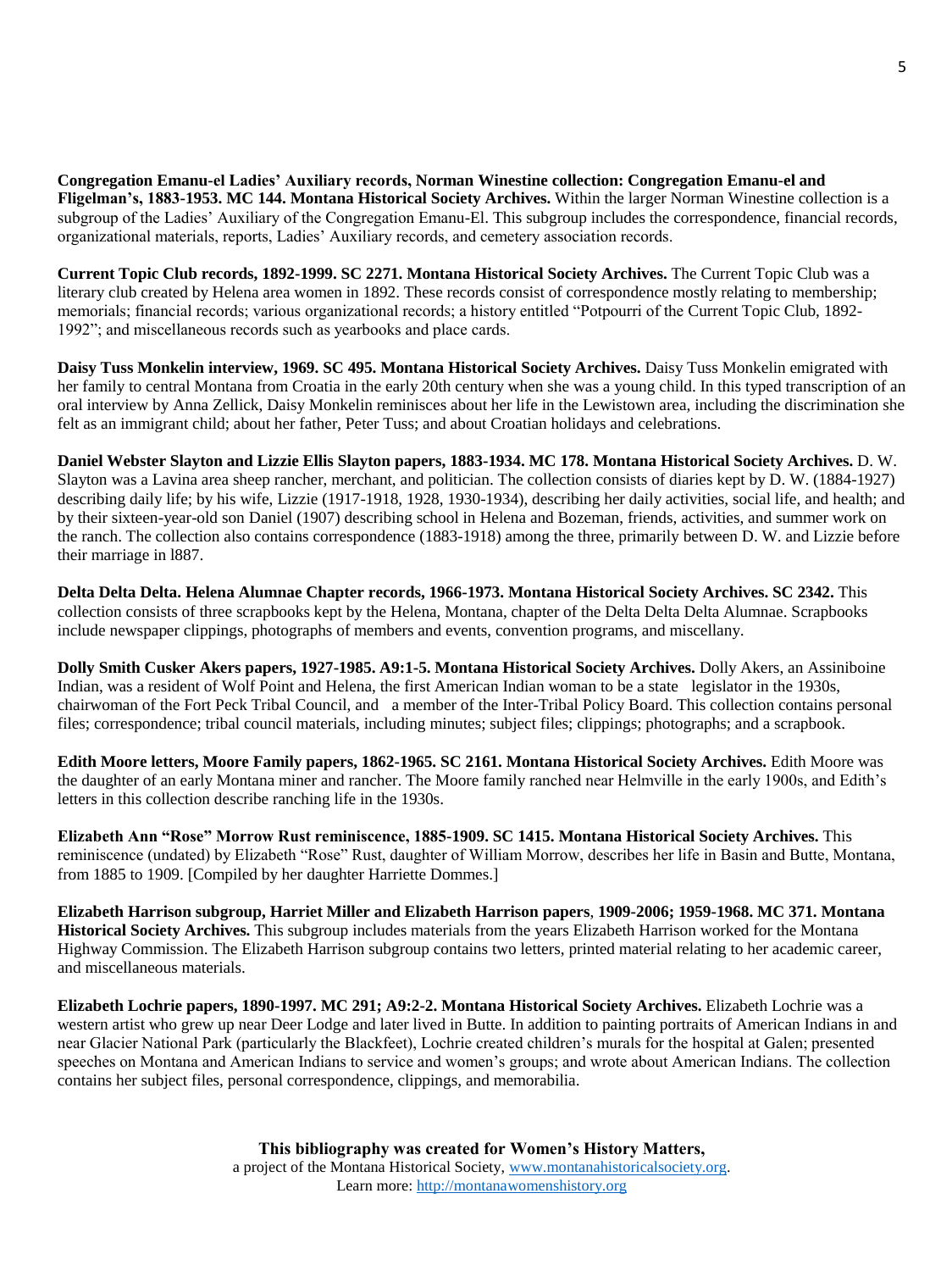**Congregation Emanu-el Ladies' Auxiliary records, Norman Winestine collection: Congregation Emanu-el and Fligelman's, 1883-1953. MC 144. Montana Historical Society Archives.** Within the larger Norman Winestine collection is a subgroup of the Ladies' Auxiliary of the Congregation Emanu-El. This subgroup includes the correspondence, financial records, organizational materials, reports, Ladies' Auxiliary records, and cemetery association records.

**Current Topic Club records, 1892-1999. SC 2271. Montana Historical Society Archives.** The Current Topic Club was a literary club created by Helena area women in 1892. These records consist of correspondence mostly relating to membership; memorials; financial records; various organizational records; a history entitled "Potpourri of the Current Topic Club, 1892-1992"; and miscellaneous records such as yearbooks and place cards.

**Daisy Tuss Monkelin interview, 1969. SC 495. Montana Historical Society Archives.** Daisy Tuss Monkelin emigrated with her family to central Montana from Croatia in the early 20th century when she was a young child. In this typed transcription of an oral interview by Anna Zellick, Daisy Monkelin reminisces about her life in the Lewistown area, including the discrimination she felt as an immigrant child; about her father, Peter Tuss; and about Croatian holidays and celebrations.

**Daniel Webster Slayton and Lizzie Ellis Slayton papers, 1883-1934. MC 178. Montana Historical Society Archives.** D. W. Slayton was a Lavina area sheep rancher, merchant, and politician. The collection consists of diaries kept by D. W. (1884-1927) describing daily life; by his wife, Lizzie (1917-1918, 1928, 1930-1934), describing her daily activities, social life, and health; and by their sixteen-year-old son Daniel (1907) describing school in Helena and Bozeman, friends, activities, and summer work on the ranch. The collection also contains correspondence (1883-1918) among the three, primarily between D. W. and Lizzie before their marriage in l887.

**Delta Delta Delta. Helena Alumnae Chapter records, 1966-1973. Montana Historical Society Archives. SC 2342.** This collection consists of three scrapbooks kept by the Helena, Montana, chapter of the Delta Delta Delta Alumnae. Scrapbooks include newspaper clippings, photographs of members and events, convention programs, and miscellany.

**Dolly Smith Cusker Akers papers, 1927-1985. A9:1-5. Montana Historical Society Archives.** Dolly Akers, an Assiniboine Indian, was a resident of Wolf Point and Helena, the first American Indian woman to be a state legislator in the 1930s, chairwoman of the Fort Peck Tribal Council, and a member of the Inter-Tribal Policy Board. This collection contains personal files; correspondence; tribal council materials, including minutes; subject files; clippings; photographs; and a scrapbook.

**Edith Moore letters, Moore Family papers, 1862-1965. SC 2161. Montana Historical Society Archives.** Edith Moore was the daughter of an early Montana miner and rancher. The Moore family ranched near Helmville in the early 1900s, and Edith's letters in this collection describe ranching life in the 1930s.

**Elizabeth Ann "Rose" Morrow Rust reminiscence, 1885-1909. SC 1415. Montana Historical Society Archives.** This reminiscence (undated) by Elizabeth "Rose" Rust, daughter of William Morrow, describes her life in Basin and Butte, Montana, from 1885 to 1909. [Compiled by her daughter Harriette Dommes.]

**Elizabeth Harrison subgroup, Harriet Miller and Elizabeth Harrison papers**, **1909-2006; 1959-1968. MC 371. Montana Historical Society Archives.** This subgroup includes materials from the years Elizabeth Harrison worked for the Montana Highway Commission. The Elizabeth Harrison subgroup contains two letters, printed material relating to her academic career, and miscellaneous materials.

**Elizabeth Lochrie papers, 1890-1997. MC 291; A9:2-2. Montana Historical Society Archives.** Elizabeth Lochrie was a western artist who grew up near Deer Lodge and later lived in Butte. In addition to painting portraits of American Indians in and near Glacier National Park (particularly the Blackfeet), Lochrie created children's murals for the hospital at Galen; presented speeches on Montana and American Indians to service and women's groups; and wrote about American Indians. The collection contains her subject files, personal correspondence, clippings, and memorabilia.

**This bibliography was created for Women's History Matters,**
a project of the Montana Historical Society, www.montanahistoricalsociety.org.
Learn more: http://montanawomenshistory.org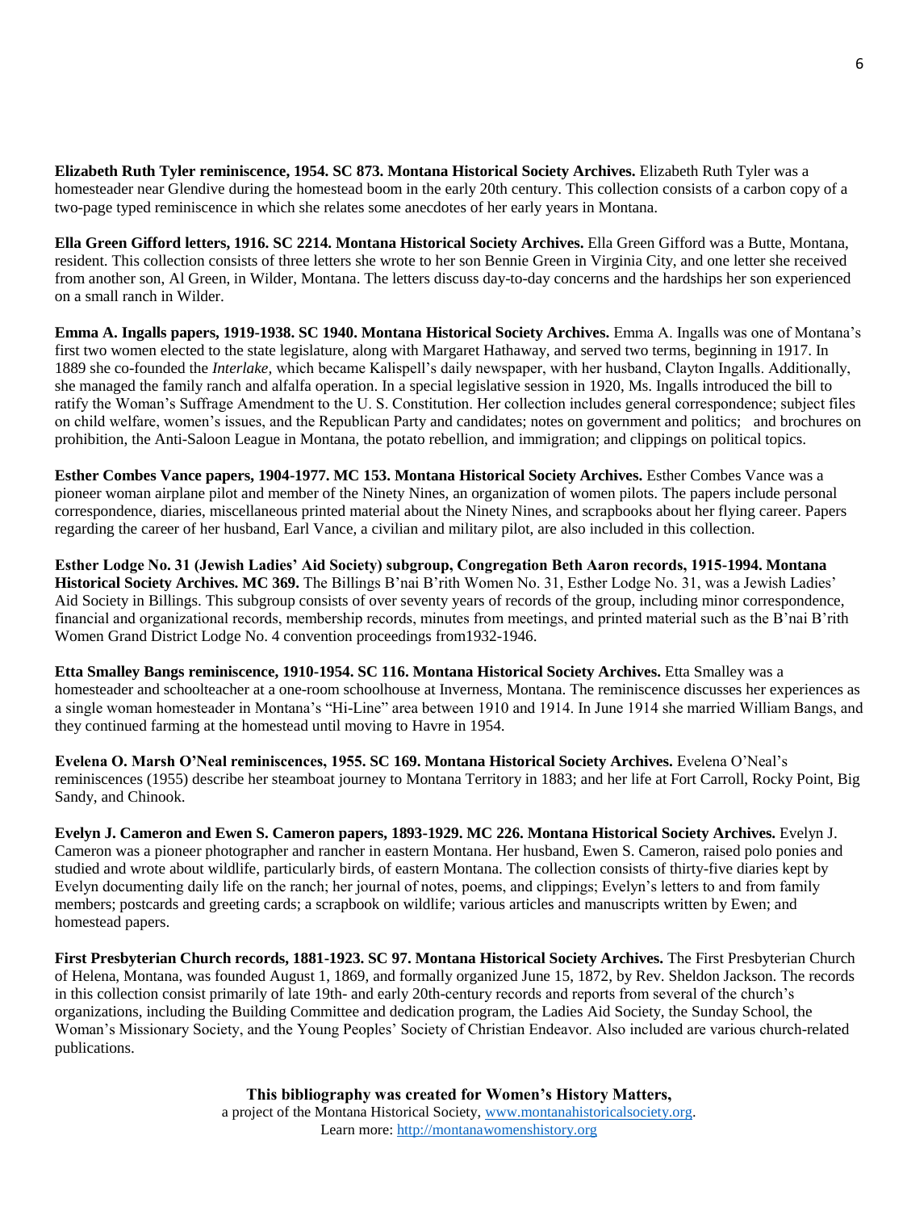**Elizabeth Ruth Tyler reminiscence, 1954. SC 873. Montana Historical Society Archives.** Elizabeth Ruth Tyler was a homesteader near Glendive during the homestead boom in the early 20th century. This collection consists of a carbon copy of a two-page typed reminiscence in which she relates some anecdotes of her early years in Montana.

**Ella Green Gifford letters, 1916. SC 2214. Montana Historical Society Archives.** Ella Green Gifford was a Butte, Montana, resident. This collection consists of three letters she wrote to her son Bennie Green in Virginia City, and one letter she received from another son, Al Green, in Wilder, Montana. The letters discuss day-to-day concerns and the hardships her son experienced on a small ranch in Wilder.

**Emma A. Ingalls papers, 1919-1938. SC 1940. Montana Historical Society Archives.** Emma A. Ingalls was one of Montana's first two women elected to the state legislature, along with Margaret Hathaway, and served two terms, beginning in 1917. In 1889 she co-founded the *Interlake*, which became Kalispell's daily newspaper, with her husband, Clayton Ingalls. Additionally, she managed the family ranch and alfalfa operation. In a special legislative session in 1920, Ms. Ingalls introduced the bill to ratify the Woman's Suffrage Amendment to the U. S. Constitution. Her collection includes general correspondence; subject files on child welfare, women's issues, and the Republican Party and candidates; notes on government and politics; and brochures on prohibition, the Anti-Saloon League in Montana, the potato rebellion, and immigration; and clippings on political topics.

**Esther Combes Vance papers, 1904-1977. MC 153. Montana Historical Society Archives.** Esther Combes Vance was a pioneer woman airplane pilot and member of the Ninety Nines, an organization of women pilots. The papers include personal correspondence, diaries, miscellaneous printed material about the Ninety Nines, and scrapbooks about her flying career. Papers regarding the career of her husband, Earl Vance, a civilian and military pilot, are also included in this collection.

**Esther Lodge No. 31 (Jewish Ladies' Aid Society) subgroup, Congregation Beth Aaron records, 1915-1994. Montana Historical Society Archives. MC 369.** The Billings B'nai B'rith Women No. 31, Esther Lodge No. 31, was a Jewish Ladies' Aid Society in Billings. This subgroup consists of over seventy years of records of the group, including minor correspondence, financial and organizational records, membership records, minutes from meetings, and printed material such as the B'nai B'rith Women Grand District Lodge No. 4 convention proceedings from1932-1946.

**Etta Smalley Bangs reminiscence, 1910-1954. SC 116. Montana Historical Society Archives.** Etta Smalley was a homesteader and schoolteacher at a one-room schoolhouse at Inverness, Montana. The reminiscence discusses her experiences as a single woman homesteader in Montana's "Hi-Line" area between 1910 and 1914. In June 1914 she married William Bangs, and they continued farming at the homestead until moving to Havre in 1954.

**Evelena O. Marsh O'Neal reminiscences, 1955. SC 169. Montana Historical Society Archives.** Evelena O'Neal's reminiscences (1955) describe her steamboat journey to Montana Territory in 1883; and her life at Fort Carroll, Rocky Point, Big Sandy, and Chinook.

**Evelyn J. Cameron and Ewen S. Cameron papers, 1893-1929. MC 226. Montana Historical Society Archives.** Evelyn J. Cameron was a pioneer photographer and rancher in eastern Montana. Her husband, Ewen S. Cameron, raised polo ponies and studied and wrote about wildlife, particularly birds, of eastern Montana. The collection consists of thirty-five diaries kept by Evelyn documenting daily life on the ranch; her journal of notes, poems, and clippings; Evelyn's letters to and from family members; postcards and greeting cards; a scrapbook on wildlife; various articles and manuscripts written by Ewen; and homestead papers.

**First Presbyterian Church records, 1881-1923. SC 97. Montana Historical Society Archives.** The First Presbyterian Church of Helena, Montana, was founded August 1, 1869, and formally organized June 15, 1872, by Rev. Sheldon Jackson. The records in this collection consist primarily of late 19th- and early 20th-century records and reports from several of the church's organizations, including the Building Committee and dedication program, the Ladies Aid Society, the Sunday School, the Woman's Missionary Society, and the Young Peoples' Society of Christian Endeavor. Also included are various church-related publications.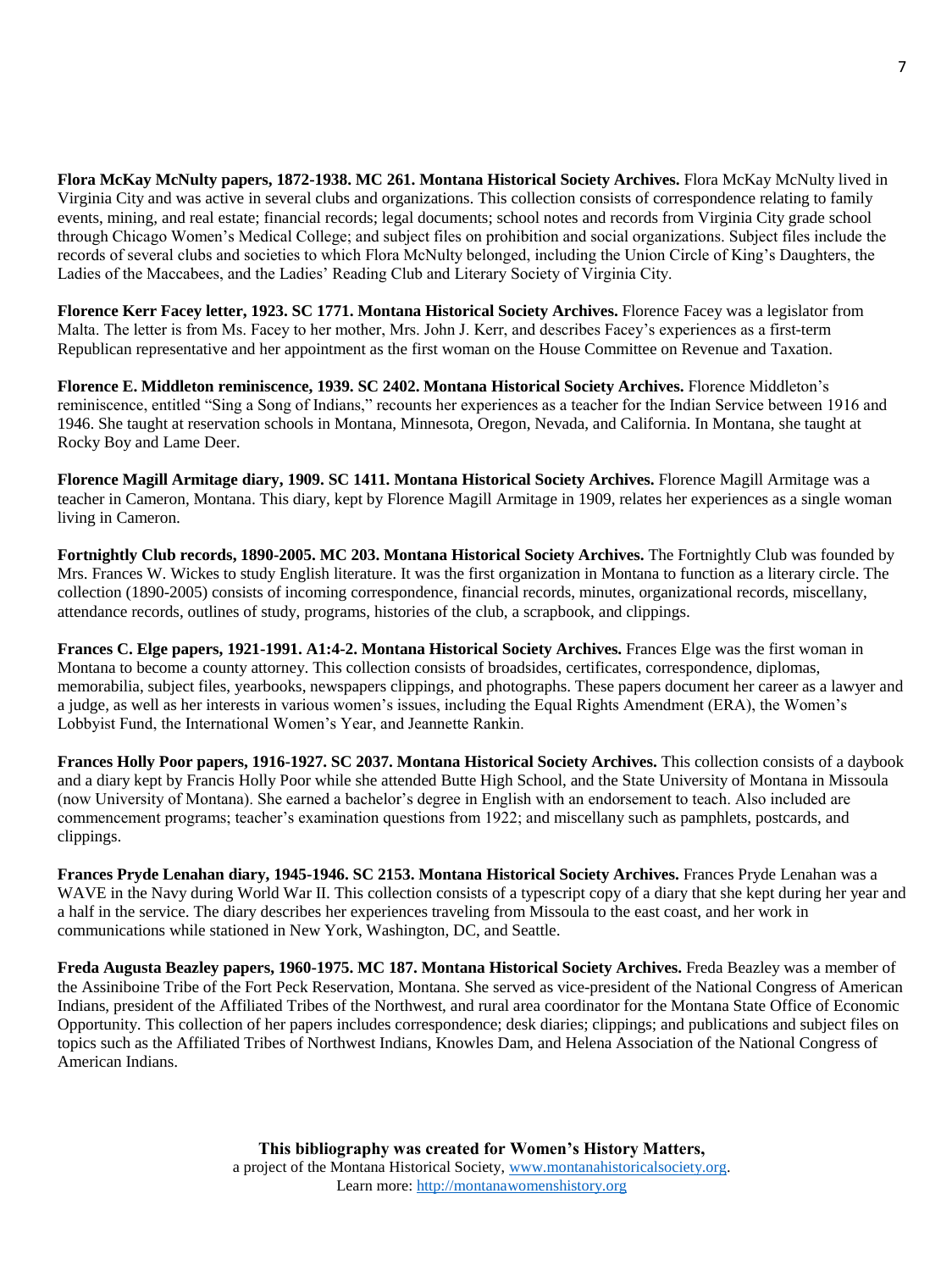**Flora McKay McNulty papers, 1872-1938. MC 261. Montana Historical Society Archives.** Flora McKay McNulty lived in Virginia City and was active in several clubs and organizations. This collection consists of correspondence relating to family events, mining, and real estate; financial records; legal documents; school notes and records from Virginia City grade school through Chicago Women's Medical College; and subject files on prohibition and social organizations. Subject files include the records of several clubs and societies to which Flora McNulty belonged, including the Union Circle of King's Daughters, the Ladies of the Maccabees, and the Ladies' Reading Club and Literary Society of Virginia City.

**Florence Kerr Facey letter, 1923. SC 1771. Montana Historical Society Archives.** Florence Facey was a legislator from Malta. The letter is from Ms. Facey to her mother, Mrs. John J. Kerr, and describes Facey's experiences as a first-term Republican representative and her appointment as the first woman on the House Committee on Revenue and Taxation.

**Florence E. Middleton reminiscence, 1939. SC 2402. Montana Historical Society Archives.** Florence Middleton's reminiscence, entitled "Sing a Song of Indians," recounts her experiences as a teacher for the Indian Service between 1916 and 1946. She taught at reservation schools in Montana, Minnesota, Oregon, Nevada, and California. In Montana, she taught at Rocky Boy and Lame Deer.

**Florence Magill Armitage diary, 1909. SC 1411. Montana Historical Society Archives.** Florence Magill Armitage was a teacher in Cameron, Montana. This diary, kept by Florence Magill Armitage in 1909, relates her experiences as a single woman living in Cameron.

**Fortnightly Club records, 1890-2005. MC 203. Montana Historical Society Archives.** The Fortnightly Club was founded by Mrs. Frances W. Wickes to study English literature. It was the first organization in Montana to function as a literary circle. The collection (1890-2005) consists of incoming correspondence, financial records, minutes, organizational records, miscellany, attendance records, outlines of study, programs, histories of the club, a scrapbook, and clippings.

**Frances C. Elge papers, 1921-1991. A1:4-2. Montana Historical Society Archives.** Frances Elge was the first woman in Montana to become a county attorney. This collection consists of broadsides, certificates, correspondence, diplomas, memorabilia, subject files, yearbooks, newspapers clippings, and photographs. These papers document her career as a lawyer and a judge, as well as her interests in various women's issues, including the Equal Rights Amendment (ERA), the Women's Lobbyist Fund, the International Women's Year, and Jeannette Rankin.

**Frances Holly Poor papers, 1916-1927. SC 2037. Montana Historical Society Archives.** This collection consists of a daybook and a diary kept by Francis Holly Poor while she attended Butte High School, and the State University of Montana in Missoula (now University of Montana). She earned a bachelor's degree in English with an endorsement to teach. Also included are commencement programs; teacher's examination questions from 1922; and miscellany such as pamphlets, postcards, and clippings.

**Frances Pryde Lenahan diary, 1945-1946. SC 2153. Montana Historical Society Archives.** Frances Pryde Lenahan was a WAVE in the Navy during World War II. This collection consists of a typescript copy of a diary that she kept during her year and a half in the service. The diary describes her experiences traveling from Missoula to the east coast, and her work in communications while stationed in New York, Washington, DC, and Seattle.

**Freda Augusta Beazley papers, 1960-1975. MC 187. Montana Historical Society Archives.** Freda Beazley was a member of the Assiniboine Tribe of the Fort Peck Reservation, Montana. She served as vice-president of the National Congress of American Indians, president of the Affiliated Tribes of the Northwest, and rural area coordinator for the Montana State Office of Economic Opportunity. This collection of her papers includes correspondence; desk diaries; clippings; and publications and subject files on topics such as the Affiliated Tribes of Northwest Indians, Knowles Dam, and Helena Association of the National Congress of American Indians.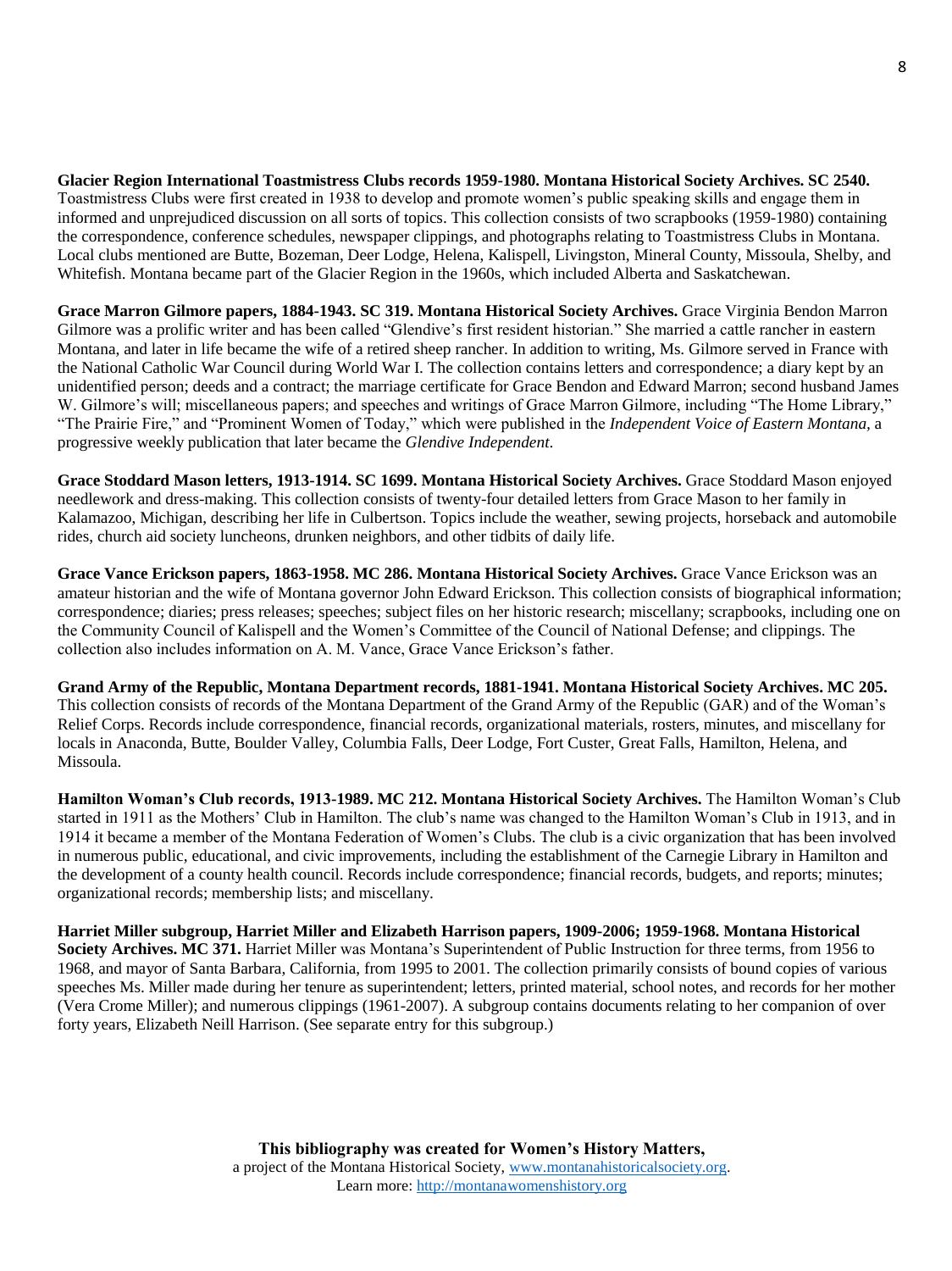**Glacier Region International Toastmistress Clubs records 1959-1980. Montana Historical Society Archives. SC 2540.** Toastmistress Clubs were first created in 1938 to develop and promote women's public speaking skills and engage them in informed and unprejudiced discussion on all sorts of topics. This collection consists of two scrapbooks (1959-1980) containing the correspondence, conference schedules, newspaper clippings, and photographs relating to Toastmistress Clubs in Montana. Local clubs mentioned are Butte, Bozeman, Deer Lodge, Helena, Kalispell, Livingston, Mineral County, Missoula, Shelby, and Whitefish. Montana became part of the Glacier Region in the 1960s, which included Alberta and Saskatchewan.

**Grace Marron Gilmore papers, 1884-1943. SC 319. Montana Historical Society Archives.** Grace Virginia Bendon Marron Gilmore was a prolific writer and has been called "Glendive's first resident historian." She married a cattle rancher in eastern Montana, and later in life became the wife of a retired sheep rancher. In addition to writing, Ms. Gilmore served in France with the National Catholic War Council during World War I. The collection contains letters and correspondence; a diary kept by an unidentified person; deeds and a contract; the marriage certificate for Grace Bendon and Edward Marron; second husband James W. Gilmore's will; miscellaneous papers; and speeches and writings of Grace Marron Gilmore, including "The Home Library," "The Prairie Fire," and "Prominent Women of Today," which were published in the *Independent Voice of Eastern Montana*, a progressive weekly publication that later became the *Glendive Independent*.

**Grace Stoddard Mason letters, 1913-1914. SC 1699. Montana Historical Society Archives.** Grace Stoddard Mason enjoyed needlework and dress-making. This collection consists of twenty-four detailed letters from Grace Mason to her family in Kalamazoo, Michigan, describing her life in Culbertson. Topics include the weather, sewing projects, horseback and automobile rides, church aid society luncheons, drunken neighbors, and other tidbits of daily life.

**Grace Vance Erickson papers, 1863-1958. MC 286. Montana Historical Society Archives.** Grace Vance Erickson was an amateur historian and the wife of Montana governor John Edward Erickson. This collection consists of biographical information; correspondence; diaries; press releases; speeches; subject files on her historic research; miscellany; scrapbooks, including one on the Community Council of Kalispell and the Women's Committee of the Council of National Defense; and clippings. The collection also includes information on A. M. Vance, Grace Vance Erickson's father.

**Grand Army of the Republic, Montana Department records, 1881-1941. Montana Historical Society Archives. MC 205.** This collection consists of records of the Montana Department of the Grand Army of the Republic (GAR) and of the Woman's Relief Corps. Records include correspondence, financial records, organizational materials, rosters, minutes, and miscellany for locals in Anaconda, Butte, Boulder Valley, Columbia Falls, Deer Lodge, Fort Custer, Great Falls, Hamilton, Helena, and Missoula.

**Hamilton Woman's Club records, 1913-1989. MC 212. Montana Historical Society Archives.** The Hamilton Woman's Club started in 1911 as the Mothers' Club in Hamilton. The club's name was changed to the Hamilton Woman's Club in 1913, and in 1914 it became a member of the Montana Federation of Women's Clubs. The club is a civic organization that has been involved in numerous public, educational, and civic improvements, including the establishment of the Carnegie Library in Hamilton and the development of a county health council. Records include correspondence; financial records, budgets, and reports; minutes; organizational records; membership lists; and miscellany.

**Harriet Miller subgroup, Harriet Miller and Elizabeth Harrison papers, 1909-2006; 1959-1968. Montana Historical Society Archives. MC 371.** Harriet Miller was Montana's Superintendent of Public Instruction for three terms, from 1956 to 1968, and mayor of Santa Barbara, California, from 1995 to 2001. The collection primarily consists of bound copies of various speeches Ms. Miller made during her tenure as superintendent; letters, printed material, school notes, and records for her mother (Vera Crome Miller); and numerous clippings (1961-2007). A subgroup contains documents relating to her companion of over forty years, Elizabeth Neill Harrison. (See separate entry for this subgroup.)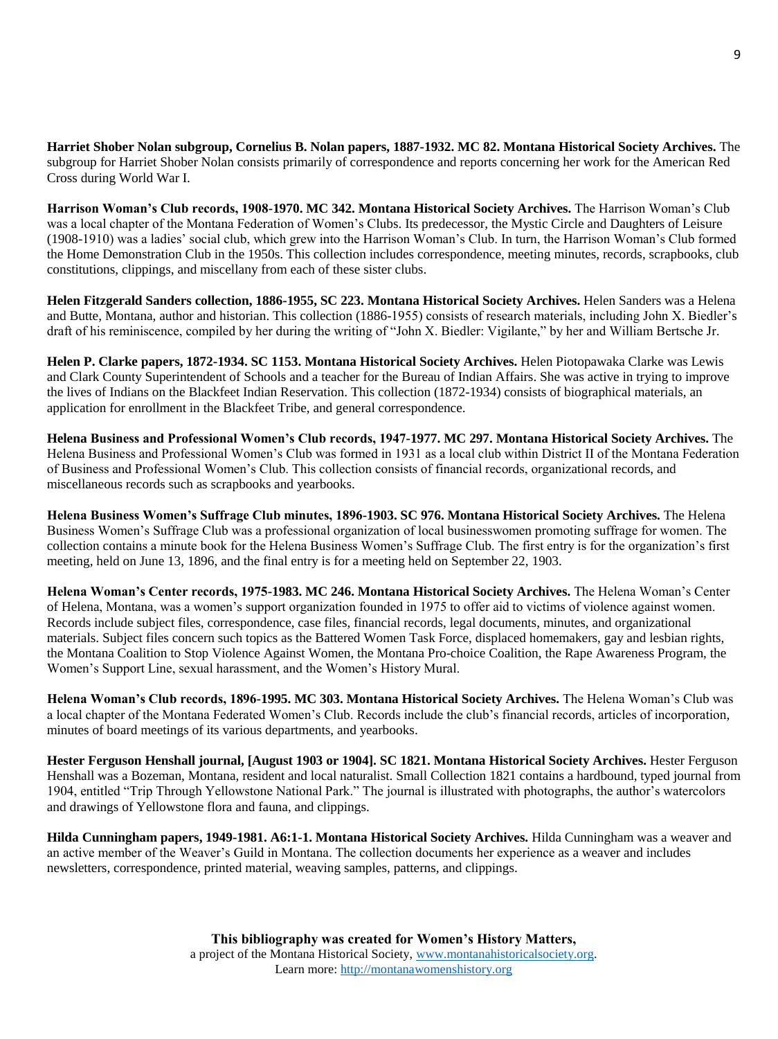**Harriet Shober Nolan subgroup, Cornelius B. Nolan papers, 1887-1932. MC 82. Montana Historical Society Archives.** The subgroup for Harriet Shober Nolan consists primarily of correspondence and reports concerning her work for the American Red Cross during World War I.

**Harrison Woman's Club records, 1908-1970. MC 342. Montana Historical Society Archives.** The Harrison Woman's Club was a local chapter of the Montana Federation of Women's Clubs. Its predecessor, the Mystic Circle and Daughters of Leisure (1908-1910) was a ladies' social club, which grew into the Harrison Woman's Club. In turn, the Harrison Woman's Club formed the Home Demonstration Club in the 1950s. This collection includes correspondence, meeting minutes, records, scrapbooks, club constitutions, clippings, and miscellany from each of these sister clubs.

**Helen Fitzgerald Sanders collection, 1886-1955, SC 223. Montana Historical Society Archives.** Helen Sanders was a Helena and Butte, Montana, author and historian. This collection (1886-1955) consists of research materials, including John X. Biedler's draft of his reminiscence, compiled by her during the writing of "John X. Biedler: Vigilante," by her and William Bertsche Jr.

**Helen P. Clarke papers, 1872-1934. SC 1153. Montana Historical Society Archives.** Helen Piotopawaka Clarke was Lewis and Clark County Superintendent of Schools and a teacher for the Bureau of Indian Affairs. She was active in trying to improve the lives of Indians on the Blackfeet Indian Reservation. This collection (1872-1934) consists of biographical materials, an application for enrollment in the Blackfeet Tribe, and general correspondence.

**Helena Business and Professional Women's Club records, 1947-1977. MC 297. Montana Historical Society Archives.** The Helena Business and Professional Women's Club was formed in 1931 as a local club within District II of the Montana Federation of Business and Professional Women's Club. This collection consists of financial records, organizational records, and miscellaneous records such as scrapbooks and yearbooks.

**Helena Business Women's Suffrage Club minutes, 1896-1903. SC 976. Montana Historical Society Archives.** The Helena Business Women's Suffrage Club was a professional organization of local businesswomen promoting suffrage for women. The collection contains a minute book for the Helena Business Women's Suffrage Club. The first entry is for the organization's first meeting, held on June 13, 1896, and the final entry is for a meeting held on September 22, 1903.

**Helena Woman's Center records, 1975-1983. MC 246. Montana Historical Society Archives.** The Helena Woman's Center of Helena, Montana, was a women's support organization founded in 1975 to offer aid to victims of violence against women. Records include subject files, correspondence, case files, financial records, legal documents, minutes, and organizational materials. Subject files concern such topics as the Battered Women Task Force, displaced homemakers, gay and lesbian rights, the Montana Coalition to Stop Violence Against Women, the Montana Pro-choice Coalition, the Rape Awareness Program, the Women's Support Line, sexual harassment, and the Women's History Mural.

**Helena Woman's Club records, 1896-1995. MC 303. Montana Historical Society Archives.** The Helena Woman's Club was a local chapter of the Montana Federated Women's Club. Records include the club's financial records, articles of incorporation, minutes of board meetings of its various departments, and yearbooks.

**Hester Ferguson Henshall journal, [August 1903 or 1904]. SC 1821. Montana Historical Society Archives.** Hester Ferguson Henshall was a Bozeman, Montana, resident and local naturalist. Small Collection 1821 contains a hardbound, typed journal from 1904, entitled "Trip Through Yellowstone National Park." The journal is illustrated with photographs, the author's watercolors and drawings of Yellowstone flora and fauna, and clippings.

**Hilda Cunningham papers, 1949-1981. A6:1-1. Montana Historical Society Archives.** Hilda Cunningham was a weaver and an active member of the Weaver's Guild in Montana. The collection documents her experience as a weaver and includes newsletters, correspondence, printed material, weaving samples, patterns, and clippings.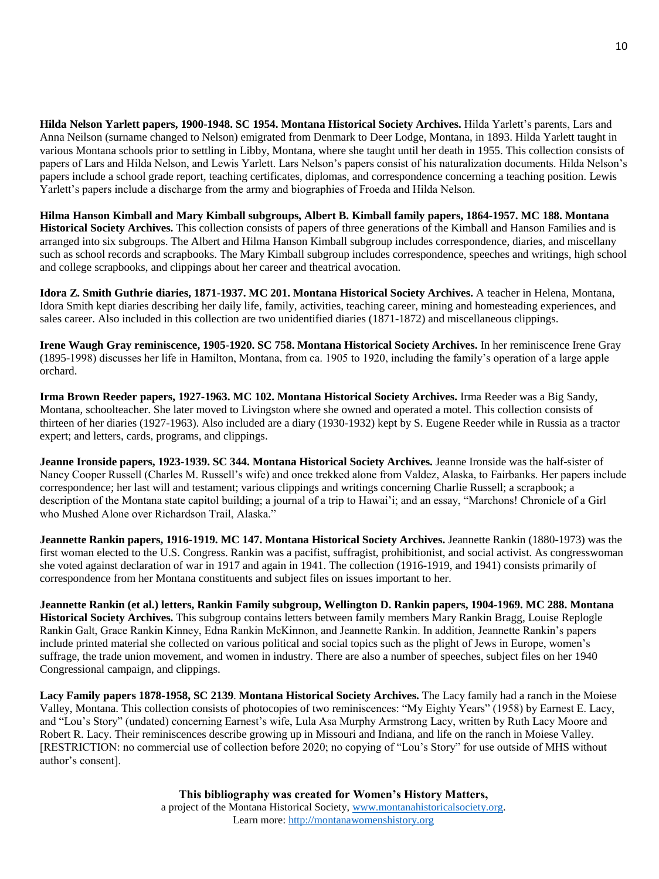**Hilda Nelson Yarlett papers, 1900-1948. SC 1954. Montana Historical Society Archives.** Hilda Yarlett's parents, Lars and Anna Neilson (surname changed to Nelson) emigrated from Denmark to Deer Lodge, Montana, in 1893. Hilda Yarlett taught in various Montana schools prior to settling in Libby, Montana, where she taught until her death in 1955. This collection consists of papers of Lars and Hilda Nelson, and Lewis Yarlett. Lars Nelson's papers consist of his naturalization documents. Hilda Nelson's papers include a school grade report, teaching certificates, diplomas, and correspondence concerning a teaching position. Lewis Yarlett's papers include a discharge from the army and biographies of Froeda and Hilda Nelson.

**Hilma Hanson Kimball and Mary Kimball subgroups, Albert B. Kimball family papers, 1864-1957. MC 188. Montana Historical Society Archives.** This collection consists of papers of three generations of the Kimball and Hanson Families and is arranged into six subgroups. The Albert and Hilma Hanson Kimball subgroup includes correspondence, diaries, and miscellany such as school records and scrapbooks. The Mary Kimball subgroup includes correspondence, speeches and writings, high school and college scrapbooks, and clippings about her career and theatrical avocation.

**Idora Z. Smith Guthrie diaries, 1871-1937. MC 201. Montana Historical Society Archives.** A teacher in Helena, Montana, Idora Smith kept diaries describing her daily life, family, activities, teaching career, mining and homesteading experiences, and sales career. Also included in this collection are two unidentified diaries (1871-1872) and miscellaneous clippings.

**Irene Waugh Gray reminiscence, 1905-1920. SC 758. Montana Historical Society Archives.** In her reminiscence Irene Gray (1895-1998) discusses her life in Hamilton, Montana, from ca. 1905 to 1920, including the family's operation of a large apple orchard.

**Irma Brown Reeder papers, 1927-1963. MC 102. Montana Historical Society Archives.** Irma Reeder was a Big Sandy, Montana, schoolteacher. She later moved to Livingston where she owned and operated a motel. This collection consists of thirteen of her diaries (1927-1963). Also included are a diary (1930-1932) kept by S. Eugene Reeder while in Russia as a tractor expert; and letters, cards, programs, and clippings.

**Jeanne Ironside papers, 1923-1939. SC 344. Montana Historical Society Archives.** Jeanne Ironside was the half-sister of Nancy Cooper Russell (Charles M. Russell's wife) and once trekked alone from Valdez, Alaska, to Fairbanks. Her papers include correspondence; her last will and testament; various clippings and writings concerning Charlie Russell; a scrapbook; a description of the Montana state capitol building; a journal of a trip to Hawai'i; and an essay, "Marchons! Chronicle of a Girl who Mushed Alone over Richardson Trail, Alaska."

**Jeannette Rankin papers, 1916-1919. MC 147. Montana Historical Society Archives.** Jeannette Rankin (1880-1973) was the first woman elected to the U.S. Congress. Rankin was a pacifist, suffragist, prohibitionist, and social activist. As congresswoman she voted against declaration of war in 1917 and again in 1941. The collection (1916-1919, and 1941) consists primarily of correspondence from her Montana constituents and subject files on issues important to her.

**Jeannette Rankin (et al.) letters, Rankin Family subgroup, Wellington D. Rankin papers, 1904-1969. MC 288. Montana Historical Society Archives.** This subgroup contains letters between family members Mary Rankin Bragg, Louise Replogle Rankin Galt, Grace Rankin Kinney, Edna Rankin McKinnon, and Jeannette Rankin. In addition, Jeannette Rankin's papers include printed material she collected on various political and social topics such as the plight of Jews in Europe, women's suffrage, the trade union movement, and women in industry. There are also a number of speeches, subject files on her 1940 Congressional campaign, and clippings.

**Lacy Family papers 1878-1958, SC 2139**. **Montana Historical Society Archives.** The Lacy family had a ranch in the Moiese Valley, Montana. This collection consists of photocopies of two reminiscences: "My Eighty Years" (1958) by Earnest E. Lacy, and "Lou's Story" (undated) concerning Earnest's wife, Lula Asa Murphy Armstrong Lacy, written by Ruth Lacy Moore and Robert R. Lacy. Their reminiscences describe growing up in Missouri and Indiana, and life on the ranch in Moiese Valley. [RESTRICTION: no commercial use of collection before 2020; no copying of "Lou's Story" for use outside of MHS without author's consent].

**This bibliography was created for Women's History Matters,**
a project of the Montana Historical Society, www.montanahistoricalsociety.org.
Learn more: http://montanawomenshistory.org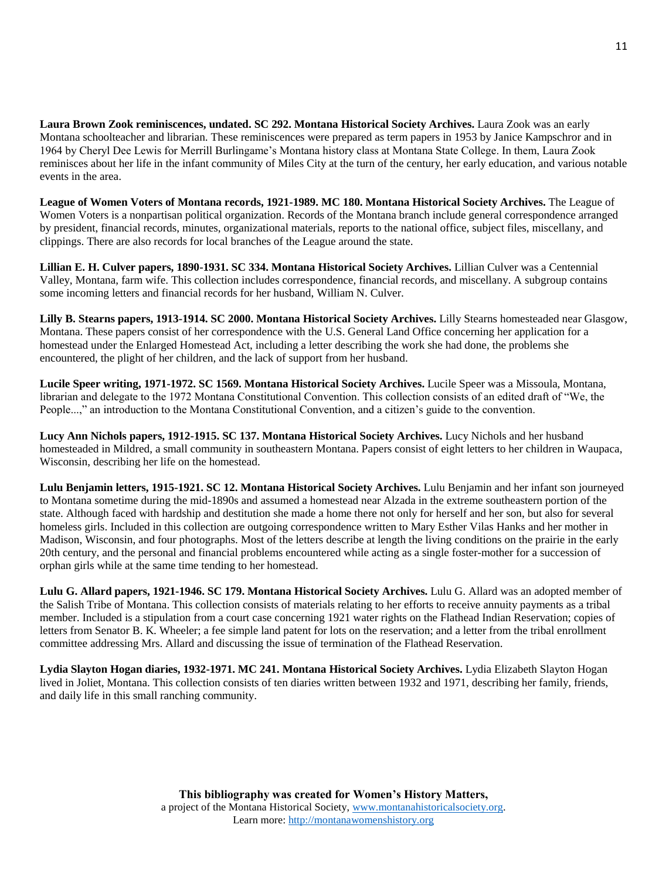**Laura Brown Zook reminiscences, undated. SC 292. Montana Historical Society Archives.** Laura Zook was an early Montana schoolteacher and librarian. These reminiscences were prepared as term papers in 1953 by Janice Kampschror and in 1964 by Cheryl Dee Lewis for Merrill Burlingame's Montana history class at Montana State College. In them, Laura Zook reminisces about her life in the infant community of Miles City at the turn of the century, her early education, and various notable events in the area.

**League of Women Voters of Montana records, 1921-1989. MC 180. Montana Historical Society Archives.** The League of Women Voters is a nonpartisan political organization. Records of the Montana branch include general correspondence arranged by president, financial records, minutes, organizational materials, reports to the national office, subject files, miscellany, and clippings. There are also records for local branches of the League around the state.

**Lillian E. H. Culver papers, 1890-1931. SC 334. Montana Historical Society Archives.** Lillian Culver was a Centennial Valley, Montana, farm wife. This collection includes correspondence, financial records, and miscellany. A subgroup contains some incoming letters and financial records for her husband, William N. Culver.

**Lilly B. Stearns papers, 1913-1914. SC 2000. Montana Historical Society Archives.** Lilly Stearns homesteaded near Glasgow, Montana. These papers consist of her correspondence with the U.S. General Land Office concerning her application for a homestead under the Enlarged Homestead Act, including a letter describing the work she had done, the problems she encountered, the plight of her children, and the lack of support from her husband.

**Lucile Speer writing, 1971-1972. SC 1569. Montana Historical Society Archives.** Lucile Speer was a Missoula, Montana, librarian and delegate to the 1972 Montana Constitutional Convention. This collection consists of an edited draft of "We, the People...," an introduction to the Montana Constitutional Convention, and a citizen's guide to the convention.

**Lucy Ann Nichols papers, 1912-1915. SC 137. Montana Historical Society Archives.** Lucy Nichols and her husband homesteaded in Mildred, a small community in southeastern Montana. Papers consist of eight letters to her children in Waupaca, Wisconsin, describing her life on the homestead.

**Lulu Benjamin letters, 1915-1921. SC 12. Montana Historical Society Archives.** Lulu Benjamin and her infant son journeyed to Montana sometime during the mid-1890s and assumed a homestead near Alzada in the extreme southeastern portion of the state. Although faced with hardship and destitution she made a home there not only for herself and her son, but also for several homeless girls. Included in this collection are outgoing correspondence written to Mary Esther Vilas Hanks and her mother in Madison, Wisconsin, and four photographs. Most of the letters describe at length the living conditions on the prairie in the early 20th century, and the personal and financial problems encountered while acting as a single foster-mother for a succession of orphan girls while at the same time tending to her homestead.

**Lulu G. Allard papers, 1921-1946. SC 179. Montana Historical Society Archives.** Lulu G. Allard was an adopted member of the Salish Tribe of Montana. This collection consists of materials relating to her efforts to receive annuity payments as a tribal member. Included is a stipulation from a court case concerning 1921 water rights on the Flathead Indian Reservation; copies of letters from Senator B. K. Wheeler; a fee simple land patent for lots on the reservation; and a letter from the tribal enrollment committee addressing Mrs. Allard and discussing the issue of termination of the Flathead Reservation.

**Lydia Slayton Hogan diaries, 1932-1971. MC 241. Montana Historical Society Archives.** Lydia Elizabeth Slayton Hogan lived in Joliet, Montana. This collection consists of ten diaries written between 1932 and 1971, describing her family, friends, and daily life in this small ranching community.

**This bibliography was created for Women's History Matters,**
a project of the Montana Historical Society, www.montanahistoricalsociety.org.
Learn more: http://montanawomenshistory.org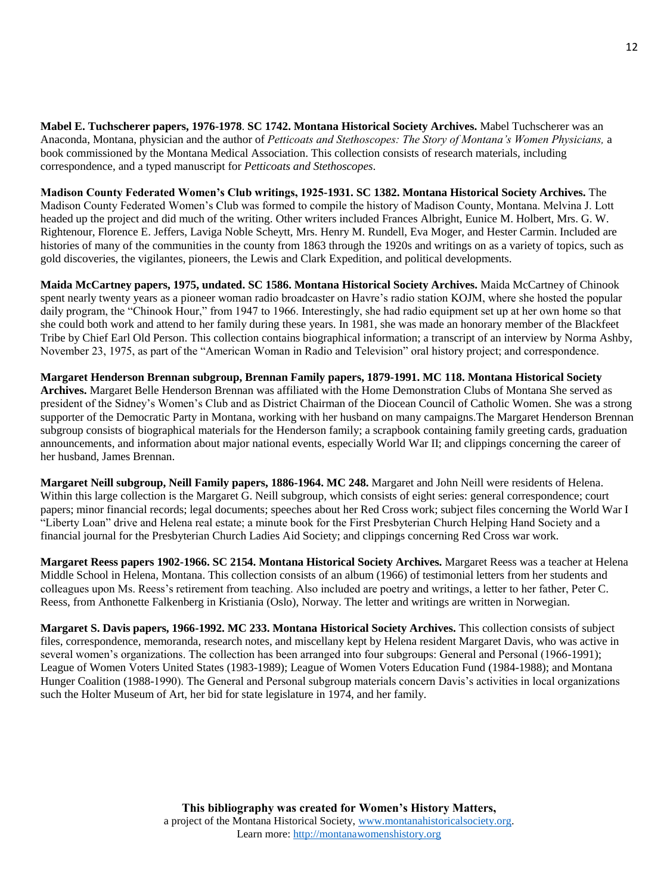**Mabel E. Tuchscherer papers, 1976-1978**. **SC 1742. Montana Historical Society Archives.** Mabel Tuchscherer was an Anaconda, Montana, physician and the author of *Petticoats and Stethoscopes: The Story of Montana's Women Physicians,* a book commissioned by the Montana Medical Association. This collection consists of research materials, including correspondence, and a typed manuscript for *Petticoats and Stethoscopes*.

**Madison County Federated Women's Club writings, 1925-1931. SC 1382. Montana Historical Society Archives.** The Madison County Federated Women's Club was formed to compile the history of Madison County, Montana. Melvina J. Lott headed up the project and did much of the writing. Other writers included Frances Albright, Eunice M. Holbert, Mrs. G. W. Rightenour, Florence E. Jeffers, Laviga Noble Scheytt, Mrs. Henry M. Rundell, Eva Moger, and Hester Carmin. Included are histories of many of the communities in the county from 1863 through the 1920s and writings on as a variety of topics, such as gold discoveries, the vigilantes, pioneers, the Lewis and Clark Expedition, and political developments.

**Maida McCartney papers, 1975, undated. SC 1586. Montana Historical Society Archives.** Maida McCartney of Chinook spent nearly twenty years as a pioneer woman radio broadcaster on Havre's radio station KOJM, where she hosted the popular daily program, the "Chinook Hour," from 1947 to 1966. Interestingly, she had radio equipment set up at her own home so that she could both work and attend to her family during these years. In 1981, she was made an honorary member of the Blackfeet Tribe by Chief Earl Old Person. This collection contains biographical information; a transcript of an interview by Norma Ashby, November 23, 1975, as part of the "American Woman in Radio and Television" oral history project; and correspondence.

**Margaret Henderson Brennan subgroup, Brennan Family papers, 1879-1991. MC 118. Montana Historical Society Archives.** Margaret Belle Henderson Brennan was affiliated with the Home Demonstration Clubs of Montana She served as president of the Sidney's Women's Club and as District Chairman of the Diocesan Council of Catholic Women. She was a strong supporter of the Democratic Party in Montana, working with her husband on many campaigns.The Margaret Henderson Brennan subgroup consists of biographical materials for the Henderson family; a scrapbook containing family greeting cards, graduation announcements, and information about major national events, especially World War II; and clippings concerning the career of her husband, James Brennan.

**Margaret Neill subgroup, Neill Family papers, 1886-1964. MC 248.** Margaret and John Neill were residents of Helena. Within this large collection is the Margaret G. Neill subgroup, which consists of eight series: general correspondence; court papers; minor financial records; legal documents; speeches about her Red Cross work; subject files concerning the World War I "Liberty Loan" drive and Helena real estate; a minute book for the First Presbyterian Church Helping Hand Society and a financial journal for the Presbyterian Church Ladies Aid Society; and clippings concerning Red Cross war work.

**Margaret Reess papers 1902-1966. SC 2154. Montana Historical Society Archives.** Margaret Reess was a teacher at Helena Middle School in Helena, Montana. This collection consists of an album (1966) of testimonial letters from her students and colleagues upon Ms. Reess's retirement from teaching. Also included are poetry and writings, a letter to her father, Peter C. Reess, from Anthonette Falkenberg in Kristiania (Oslo), Norway. The letter and writings are written in Norwegian.

**Margaret S. Davis papers, 1966-1992. MC 233. Montana Historical Society Archives.** This collection consists of subject files, correspondence, memoranda, research notes, and miscellany kept by Helena resident Margaret Davis, who was active in several women's organizations. The collection has been arranged into four subgroups: General and Personal (1966-1991); League of Women Voters United States (1983-1989); League of Women Voters Education Fund (1984-1988); and Montana Hunger Coalition (1988-1990). The General and Personal subgroup materials concern Davis's activities in local organizations such the Holter Museum of Art, her bid for state legislature in 1974, and her family.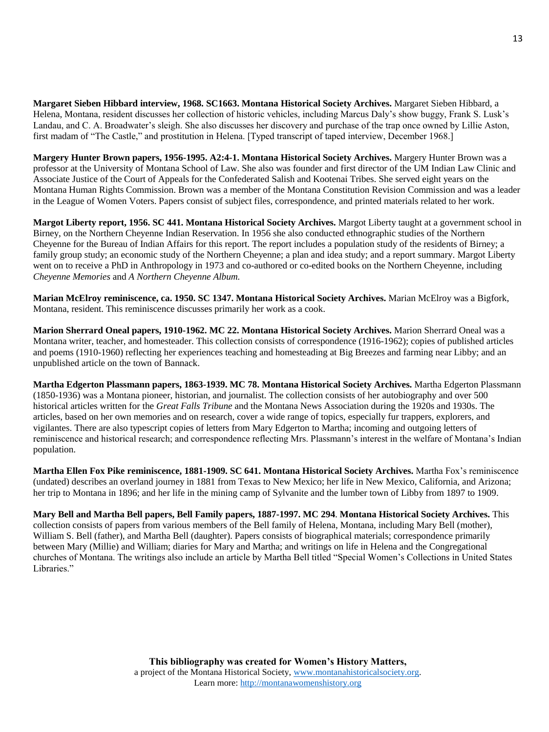**Margaret Sieben Hibbard interview, 1968. SC1663. Montana Historical Society Archives.** Margaret Sieben Hibbard, a Helena, Montana, resident discusses her collection of historic vehicles, including Marcus Daly's show buggy, Frank S. Lusk's Landau, and C. A. Broadwater's sleigh. She also discusses her discovery and purchase of the trap once owned by Lillie Aston, first madam of "The Castle," and prostitution in Helena. [Typed transcript of taped interview, December 1968.]

**Margery Hunter Brown papers, 1956-1995. A2:4-1. Montana Historical Society Archives.** Margery Hunter Brown was a professor at the University of Montana School of Law. She also was founder and first director of the UM Indian Law Clinic and Associate Justice of the Court of Appeals for the Confederated Salish and Kootenai Tribes. She served eight years on the Montana Human Rights Commission. Brown was a member of the Montana Constitution Revision Commission and was a leader in the League of Women Voters. Papers consist of subject files, correspondence, and printed materials related to her work.

**Margot Liberty report, 1956. SC 441. Montana Historical Society Archives.** Margot Liberty taught at a government school in Birney, on the Northern Cheyenne Indian Reservation. In 1956 she also conducted ethnographic studies of the Northern Cheyenne for the Bureau of Indian Affairs for this report. The report includes a population study of the residents of Birney; a family group study; an economic study of the Northern Cheyenne; a plan and idea study; and a report summary. Margot Liberty went on to receive a PhD in Anthropology in 1973 and co-authored or co-edited books on the Northern Cheyenne, including *Cheyenne Memories* and *A Northern Cheyenne Album.*

**Marian McElroy reminiscence, ca. 1950. SC 1347. Montana Historical Society Archives.** Marian McElroy was a Bigfork, Montana, resident. This reminiscence discusses primarily her work as a cook.

**Marion Sherrard Oneal papers, 1910-1962. MC 22. Montana Historical Society Archives.** Marion Sherrard Oneal was a Montana writer, teacher, and homesteader. This collection consists of correspondence (1916-1962); copies of published articles and poems (1910-1960) reflecting her experiences teaching and homesteading at Big Breezes and farming near Libby; and an unpublished article on the town of Bannack.

**Martha Edgerton Plassmann papers, 1863-1939. MC 78. Montana Historical Society Archives.** Martha Edgerton Plassmann (1850-1936) was a Montana pioneer, historian, and journalist. The collection consists of her autobiography and over 500 historical articles written for the *Great Falls Tribune* and the Montana News Association during the 1920s and 1930s. The articles, based on her own memories and on research, cover a wide range of topics, especially fur trappers, explorers, and vigilantes. There are also typescript copies of letters from Mary Edgerton to Martha; incoming and outgoing letters of reminiscence and historical research; and correspondence reflecting Mrs. Plassmann's interest in the welfare of Montana's Indian population.

**Martha Ellen Fox Pike reminiscence, 1881-1909. SC 641. Montana Historical Society Archives.** Martha Fox's reminiscence (undated) describes an overland journey in 1881 from Texas to New Mexico; her life in New Mexico, California, and Arizona; her trip to Montana in 1896; and her life in the mining camp of Sylvanite and the lumber town of Libby from 1897 to 1909.

**Mary Bell and Martha Bell papers, Bell Family papers, 1887-1997. MC 294**. **Montana Historical Society Archives.** This collection consists of papers from various members of the Bell family of Helena, Montana, including Mary Bell (mother), William S. Bell (father), and Martha Bell (daughter). Papers consists of biographical materials; correspondence primarily between Mary (Millie) and William; diaries for Mary and Martha; and writings on life in Helena and the Congregational churches of Montana. The writings also include an article by Martha Bell titled "Special Women's Collections in United States Libraries."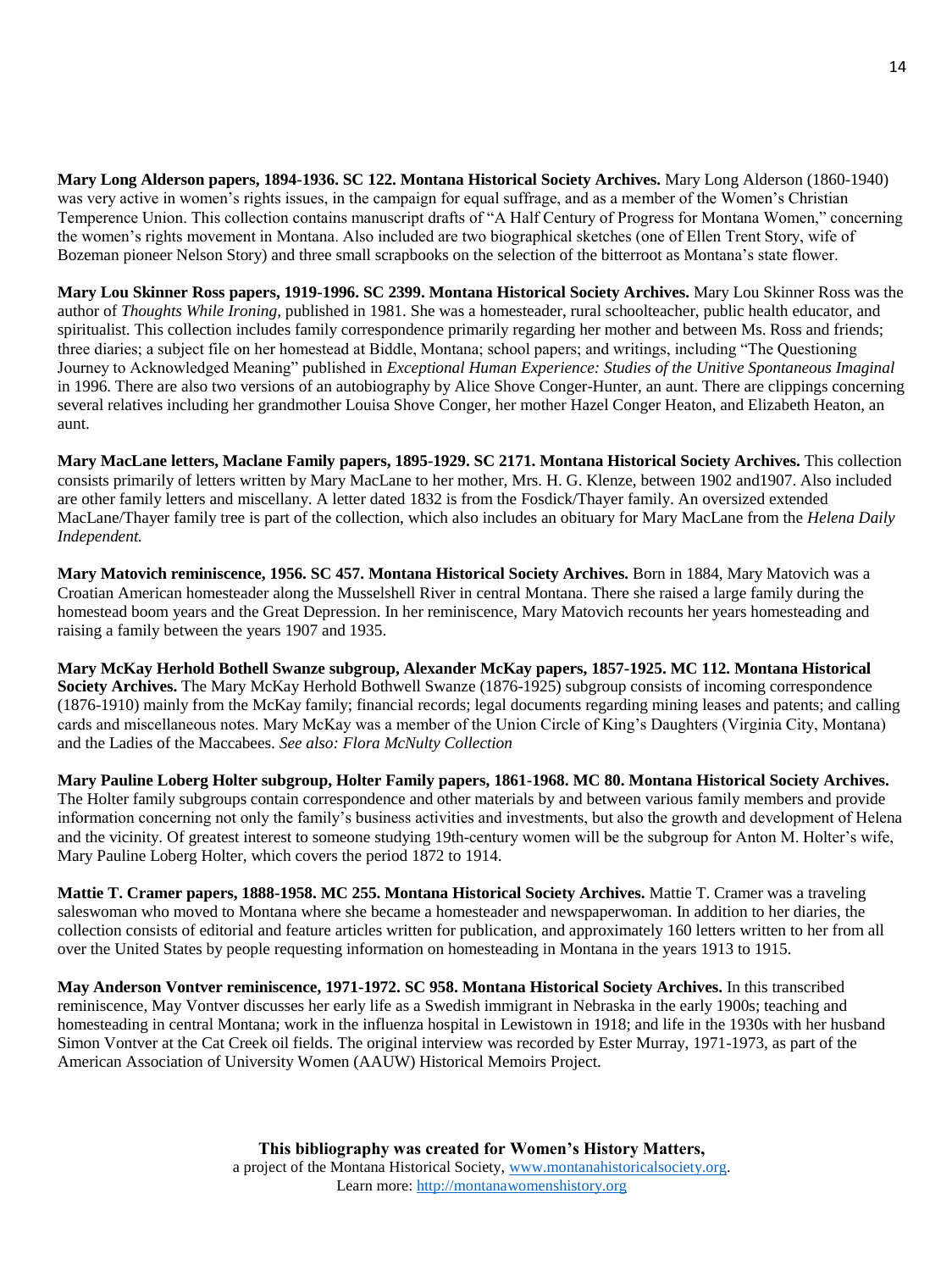**Mary Long Alderson papers, 1894-1936. SC 122. Montana Historical Society Archives.** Mary Long Alderson (1860-1940) was very active in women's rights issues, in the campaign for equal suffrage, and as a member of the Women's Christian Temperence Union. This collection contains manuscript drafts of "A Half Century of Progress for Montana Women," concerning the women's rights movement in Montana. Also included are two biographical sketches (one of Ellen Trent Story, wife of Bozeman pioneer Nelson Story) and three small scrapbooks on the selection of the bitterroot as Montana's state flower.

**Mary Lou Skinner Ross papers, 1919-1996. SC 2399. Montana Historical Society Archives.** Mary Lou Skinner Ross was the author of *Thoughts While Ironing,* published in 1981. She was a homesteader, rural schoolteacher, public health educator, and spiritualist. This collection includes family correspondence primarily regarding her mother and between Ms. Ross and friends; three diaries; a subject file on her homestead at Biddle, Montana; school papers; and writings, including "The Questioning Journey to Acknowledged Meaning" published in *Exceptional Human Experience: Studies of the Unitive Spontaneous Imaginal* in 1996. There are also two versions of an autobiography by Alice Shove Conger-Hunter, an aunt. There are clippings concerning several relatives including her grandmother Louisa Shove Conger, her mother Hazel Conger Heaton, and Elizabeth Heaton, an aunt.

**Mary MacLane letters, Maclane Family papers, 1895-1929. SC 2171. Montana Historical Society Archives.** This collection consists primarily of letters written by Mary MacLane to her mother, Mrs. H. G. Klenze, between 1902 and1907. Also included are other family letters and miscellany. A letter dated 1832 is from the Fosdick/Thayer family. An oversized extended MacLane/Thayer family tree is part of the collection, which also includes an obituary for Mary MacLane from the *Helena Daily Independent.*

**Mary Matovich reminiscence, 1956. SC 457. Montana Historical Society Archives.** Born in 1884, Mary Matovich was a Croatian American homesteader along the Musselshell River in central Montana. There she raised a large family during the homestead boom years and the Great Depression. In her reminiscence, Mary Matovich recounts her years homesteading and raising a family between the years 1907 and 1935.

**Mary McKay Herhold Bothell Swanze subgroup, Alexander McKay papers, 1857-1925. MC 112. Montana Historical Society Archives.** The Mary McKay Herhold Bothwell Swanze (1876-1925) subgroup consists of incoming correspondence (1876-1910) mainly from the McKay family; financial records; legal documents regarding mining leases and patents; and calling cards and miscellaneous notes. Mary McKay was a member of the Union Circle of King's Daughters (Virginia City, Montana) and the Ladies of the Maccabees. *See also: Flora McNulty Collection*

**Mary Pauline Loberg Holter subgroup, Holter Family papers, 1861-1968. MC 80. Montana Historical Society Archives.** The Holter family subgroups contain correspondence and other materials by and between various family members and provide information concerning not only the family's business activities and investments, but also the growth and development of Helena and the vicinity. Of greatest interest to someone studying 19th-century women will be the subgroup for Anton M. Holter's wife, Mary Pauline Loberg Holter, which covers the period 1872 to 1914.

**Mattie T. Cramer papers, 1888-1958. MC 255. Montana Historical Society Archives.** Mattie T. Cramer was a traveling saleswoman who moved to Montana where she became a homesteader and newspaperwoman. In addition to her diaries, the collection consists of editorial and feature articles written for publication, and approximately 160 letters written to her from all over the United States by people requesting information on homesteading in Montana in the years 1913 to 1915.

**May Anderson Vontver reminiscence, 1971-1972. SC 958. Montana Historical Society Archives.** In this transcribed reminiscence, May Vontver discusses her early life as a Swedish immigrant in Nebraska in the early 1900s; teaching and homesteading in central Montana; work in the influenza hospital in Lewistown in 1918; and life in the 1930s with her husband Simon Vontver at the Cat Creek oil fields. The original interview was recorded by Ester Murray, 1971-1973, as part of the American Association of University Women (AAUW) Historical Memoirs Project.

**This bibliography was created for Women's History Matters,**
a project of the Montana Historical Society, www.montanahistoricalsociety.org.
Learn more: http://montanawomenshistory.org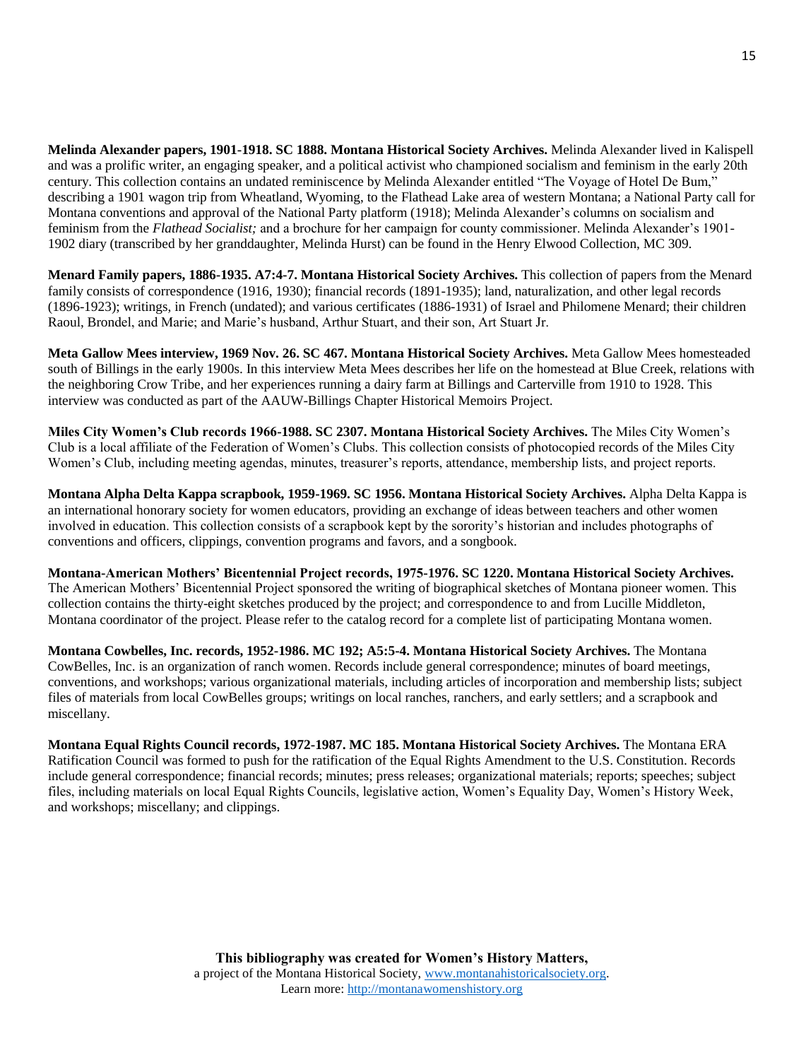**Melinda Alexander papers, 1901-1918. SC 1888. Montana Historical Society Archives.** Melinda Alexander lived in Kalispell and was a prolific writer, an engaging speaker, and a political activist who championed socialism and feminism in the early 20th century. This collection contains an undated reminiscence by Melinda Alexander entitled "The Voyage of Hotel De Bum," describing a 1901 wagon trip from Wheatland, Wyoming, to the Flathead Lake area of western Montana; a National Party call for Montana conventions and approval of the National Party platform (1918); Melinda Alexander's columns on socialism and feminism from the *Flathead Socialist;* and a brochure for her campaign for county commissioner. Melinda Alexander's 1901-1902 diary (transcribed by her granddaughter, Melinda Hurst) can be found in the Henry Elwood Collection, MC 309.

**Menard Family papers, 1886-1935. A7:4-7. Montana Historical Society Archives.** This collection of papers from the Menard family consists of correspondence (1916, 1930); financial records (1891-1935); land, naturalization, and other legal records (1896-1923); writings, in French (undated); and various certificates (1886-1931) of Israel and Philomene Menard; their children Raoul, Brondel, and Marie; and Marie's husband, Arthur Stuart, and their son, Art Stuart Jr.

**Meta Gallow Mees interview, 1969 Nov. 26. SC 467. Montana Historical Society Archives.** Meta Gallow Mees homesteaded south of Billings in the early 1900s. In this interview Meta Mees describes her life on the homestead at Blue Creek, relations with the neighboring Crow Tribe, and her experiences running a dairy farm at Billings and Carterville from 1910 to 1928. This interview was conducted as part of the AAUW-Billings Chapter Historical Memoirs Project.

**Miles City Women's Club records 1966-1988. SC 2307. Montana Historical Society Archives.** The Miles City Women's Club is a local affiliate of the Federation of Women's Clubs. This collection consists of photocopied records of the Miles City Women's Club, including meeting agendas, minutes, treasurer's reports, attendance, membership lists, and project reports.

**Montana Alpha Delta Kappa scrapbook, 1959-1969. SC 1956. Montana Historical Society Archives.** Alpha Delta Kappa is an international honorary society for women educators, providing an exchange of ideas between teachers and other women involved in education. This collection consists of a scrapbook kept by the sorority's historian and includes photographs of conventions and officers, clippings, convention programs and favors, and a songbook.

**Montana-American Mothers' Bicentennial Project records, 1975-1976. SC 1220. Montana Historical Society Archives.** The American Mothers' Bicentennial Project sponsored the writing of biographical sketches of Montana pioneer women. This collection contains the thirty-eight sketches produced by the project; and correspondence to and from Lucille Middleton, Montana coordinator of the project. Please refer to the catalog record for a complete list of participating Montana women.

**Montana Cowbelles, Inc. records, 1952-1986. MC 192; A5:5-4. Montana Historical Society Archives.** The Montana CowBelles, Inc. is an organization of ranch women. Records include general correspondence; minutes of board meetings, conventions, and workshops; various organizational materials, including articles of incorporation and membership lists; subject files of materials from local CowBelles groups; writings on local ranches, ranchers, and early settlers; and a scrapbook and miscellany.

**Montana Equal Rights Council records, 1972-1987. MC 185. Montana Historical Society Archives.** The Montana ERA Ratification Council was formed to push for the ratification of the Equal Rights Amendment to the U.S. Constitution. Records include general correspondence; financial records; minutes; press releases; organizational materials; reports; speeches; subject files, including materials on local Equal Rights Councils, legislative action, Women's Equality Day, Women's History Week, and workshops; miscellany; and clippings.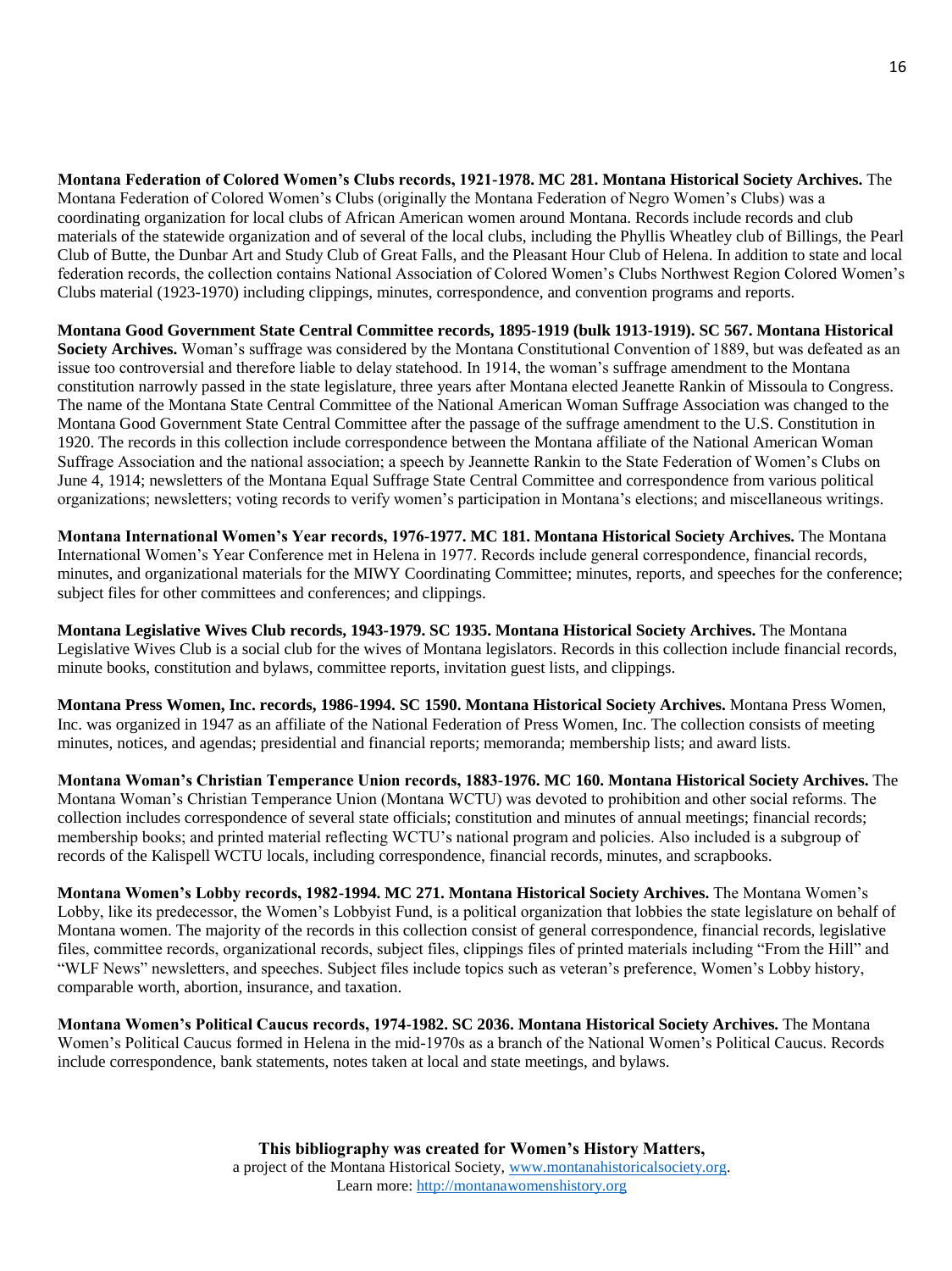**Montana Federation of Colored Women's Clubs records, 1921-1978. MC 281. Montana Historical Society Archives.** The Montana Federation of Colored Women's Clubs (originally the Montana Federation of Negro Women's Clubs) was a coordinating organization for local clubs of African American women around Montana. Records include records and club materials of the statewide organization and of several of the local clubs, including the Phyllis Wheatley club of Billings, the Pearl Club of Butte, the Dunbar Art and Study Club of Great Falls, and the Pleasant Hour Club of Helena. In addition to state and local federation records, the collection contains National Association of Colored Women's Clubs Northwest Region Colored Women's Clubs material (1923-1970) including clippings, minutes, correspondence, and convention programs and reports.

**Montana Good Government State Central Committee records, 1895-1919 (bulk 1913-1919). SC 567. Montana Historical Society Archives.** Woman's suffrage was considered by the Montana Constitutional Convention of 1889, but was defeated as an issue too controversial and therefore liable to delay statehood. In 1914, the woman's suffrage amendment to the Montana constitution narrowly passed in the state legislature, three years after Montana elected Jeanette Rankin of Missoula to Congress. The name of the Montana State Central Committee of the National American Woman Suffrage Association was changed to the Montana Good Government State Central Committee after the passage of the suffrage amendment to the U.S. Constitution in 1920. The records in this collection include correspondence between the Montana affiliate of the National American Woman Suffrage Association and the national association; a speech by Jeannette Rankin to the State Federation of Women's Clubs on June 4, 1914; newsletters of the Montana Equal Suffrage State Central Committee and correspondence from various political organizations; newsletters; voting records to verify women's participation in Montana's elections; and miscellaneous writings.

**Montana International Women's Year records, 1976-1977. MC 181. Montana Historical Society Archives.** The Montana International Women's Year Conference met in Helena in 1977. Records include general correspondence, financial records, minutes, and organizational materials for the MIWY Coordinating Committee; minutes, reports, and speeches for the conference; subject files for other committees and conferences; and clippings.

**Montana Legislative Wives Club records, 1943-1979. SC 1935. Montana Historical Society Archives.** The Montana Legislative Wives Club is a social club for the wives of Montana legislators. Records in this collection include financial records, minute books, constitution and bylaws, committee reports, invitation guest lists, and clippings.

**Montana Press Women, Inc. records, 1986-1994. SC 1590. Montana Historical Society Archives.** Montana Press Women, Inc. was organized in 1947 as an affiliate of the National Federation of Press Women, Inc. The collection consists of meeting minutes, notices, and agendas; presidential and financial reports; memoranda; membership lists; and award lists.

**Montana Woman's Christian Temperance Union records, 1883-1976. MC 160. Montana Historical Society Archives.** The Montana Woman's Christian Temperance Union (Montana WCTU) was devoted to prohibition and other social reforms. The collection includes correspondence of several state officials; constitution and minutes of annual meetings; financial records; membership books; and printed material reflecting WCTU's national program and policies. Also included is a subgroup of records of the Kalispell WCTU locals, including correspondence, financial records, minutes, and scrapbooks.

**Montana Women's Lobby records, 1982-1994. MC 271. Montana Historical Society Archives.** The Montana Women's Lobby, like its predecessor, the Women's Lobbyist Fund, is a political organization that lobbies the state legislature on behalf of Montana women. The majority of the records in this collection consist of general correspondence, financial records, legislative files, committee records, organizational records, subject files, clippings files of printed materials including "From the Hill" and "WLF News" newsletters, and speeches. Subject files include topics such as veteran's preference, Women's Lobby history, comparable worth, abortion, insurance, and taxation.

**Montana Women's Political Caucus records, 1974-1982. SC 2036. Montana Historical Society Archives.** The Montana Women's Political Caucus formed in Helena in the mid-1970s as a branch of the National Women's Political Caucus. Records include correspondence, bank statements, notes taken at local and state meetings, and bylaws.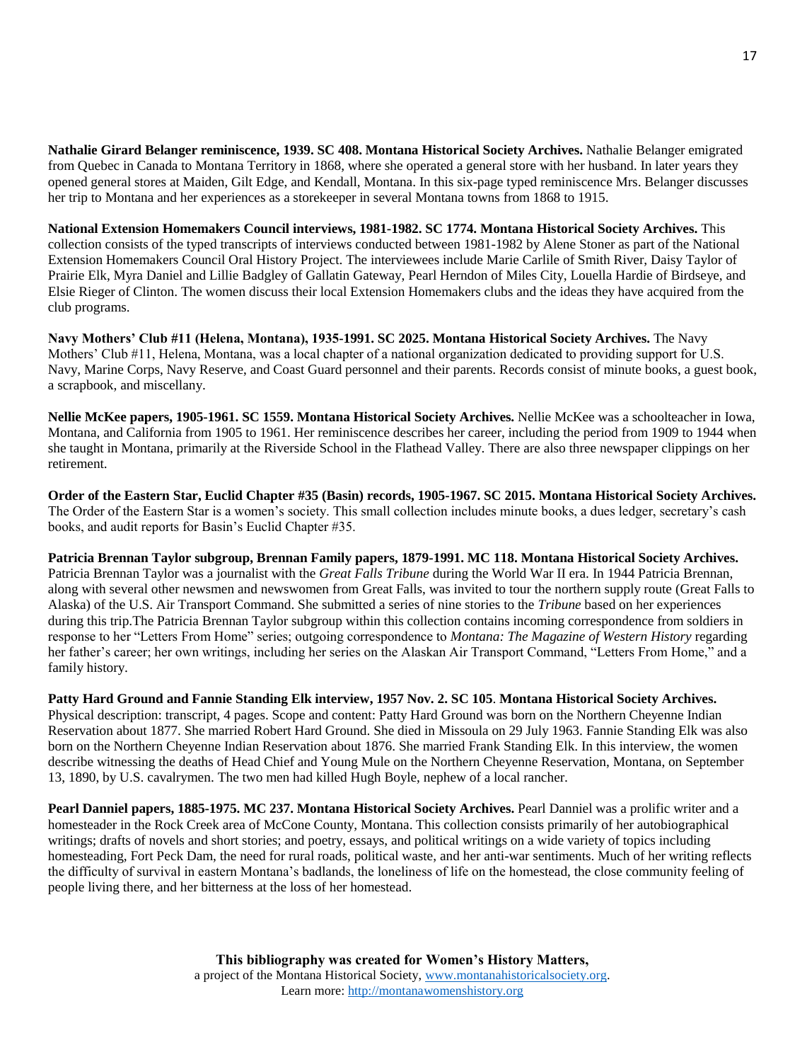**Nathalie Girard Belanger reminiscence, 1939. SC 408. Montana Historical Society Archives.** Nathalie Belanger emigrated from Quebec in Canada to Montana Territory in 1868, where she operated a general store with her husband. In later years they opened general stores at Maiden, Gilt Edge, and Kendall, Montana. In this six-page typed reminiscence Mrs. Belanger discusses her trip to Montana and her experiences as a storekeeper in several Montana towns from 1868 to 1915.

**National Extension Homemakers Council interviews, 1981-1982. SC 1774. Montana Historical Society Archives.** This collection consists of the typed transcripts of interviews conducted between 1981-1982 by Alene Stoner as part of the National Extension Homemakers Council Oral History Project. The interviewees include Marie Carlile of Smith River, Daisy Taylor of Prairie Elk, Myra Daniel and Lillie Badgley of Gallatin Gateway, Pearl Herndon of Miles City, Louella Hardie of Birdseye, and Elsie Rieger of Clinton. The women discuss their local Extension Homemakers clubs and the ideas they have acquired from the club programs.

**Navy Mothers' Club #11 (Helena, Montana), 1935-1991. SC 2025. Montana Historical Society Archives.** The Navy Mothers' Club #11, Helena, Montana, was a local chapter of a national organization dedicated to providing support for U.S. Navy, Marine Corps, Navy Reserve, and Coast Guard personnel and their parents. Records consist of minute books, a guest book, a scrapbook, and miscellany.

**Nellie McKee papers, 1905-1961. SC 1559. Montana Historical Society Archives.** Nellie McKee was a schoolteacher in Iowa, Montana, and California from 1905 to 1961. Her reminiscence describes her career, including the period from 1909 to 1944 when she taught in Montana, primarily at the Riverside School in the Flathead Valley. There are also three newspaper clippings on her retirement.

**Order of the Eastern Star, Euclid Chapter #35 (Basin) records, 1905-1967. SC 2015. Montana Historical Society Archives.** The Order of the Eastern Star is a women's society. This small collection includes minute books, a dues ledger, secretary's cash books, and audit reports for Basin's Euclid Chapter #35.

**Patricia Brennan Taylor subgroup, Brennan Family papers, 1879-1991. MC 118. Montana Historical Society Archives.** Patricia Brennan Taylor was a journalist with the *Great Falls Tribune* during the World War II era. In 1944 Patricia Brennan, along with several other newsmen and newswomen from Great Falls, was invited to tour the northern supply route (Great Falls to Alaska) of the U.S. Air Transport Command. She submitted a series of nine stories to the *Tribune* based on her experiences during this trip.The Patricia Brennan Taylor subgroup within this collection contains incoming correspondence from soldiers in response to her "Letters From Home" series; outgoing correspondence to *Montana: The Magazine of Western History* regarding her father's career; her own writings, including her series on the Alaskan Air Transport Command, "Letters From Home," and a family history.

**Patty Hard Ground and Fannie Standing Elk interview, 1957 Nov. 2. SC 105. Montana Historical Society Archives.** Physical description: transcript, 4 pages. Scope and content: Patty Hard Ground was born on the Northern Cheyenne Indian Reservation about 1877. She married Robert Hard Ground. She died in Missoula on 29 July 1963. Fannie Standing Elk was also born on the Northern Cheyenne Indian Reservation about 1876. She married Frank Standing Elk. In this interview, the women describe witnessing the deaths of Head Chief and Young Mule on the Northern Cheyenne Reservation, Montana, on September 13, 1890, by U.S. cavalrymen. The two men had killed Hugh Boyle, nephew of a local rancher.

**Pearl Danniel papers, 1885-1975. MC 237. Montana Historical Society Archives.** Pearl Danniel was a prolific writer and a homesteader in the Rock Creek area of McCone County, Montana. This collection consists primarily of her autobiographical writings; drafts of novels and short stories; and poetry, essays, and political writings on a wide variety of topics including homesteading, Fort Peck Dam, the need for rural roads, political waste, and her anti-war sentiments. Much of her writing reflects the difficulty of survival in eastern Montana's badlands, the loneliness of life on the homestead, the close community feeling of people living there, and her bitterness at the loss of her homestead.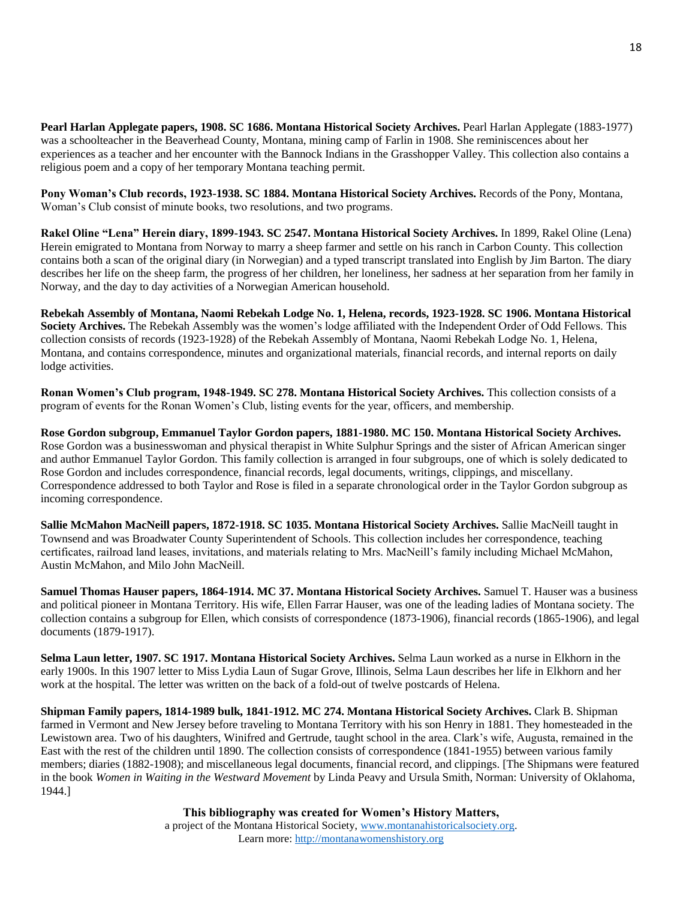**Pearl Harlan Applegate papers, 1908. SC 1686. Montana Historical Society Archives.** Pearl Harlan Applegate (1883-1977) was a schoolteacher in the Beaverhead County, Montana, mining camp of Farlin in 1908. She reminiscences about her experiences as a teacher and her encounter with the Bannock Indians in the Grasshopper Valley. This collection also contains a religious poem and a copy of her temporary Montana teaching permit.

**Pony Woman's Club records, 1923-1938. SC 1884. Montana Historical Society Archives.** Records of the Pony, Montana, Woman's Club consist of minute books, two resolutions, and two programs.

**Rakel Oline "Lena" Herein diary, 1899-1943. SC 2547. Montana Historical Society Archives.** In 1899, Rakel Oline (Lena) Herein emigrated to Montana from Norway to marry a sheep farmer and settle on his ranch in Carbon County. This collection contains both a scan of the original diary (in Norwegian) and a typed transcript translated into English by Jim Barton. The diary describes her life on the sheep farm, the progress of her children, her loneliness, her sadness at her separation from her family in Norway, and the day to day activities of a Norwegian American household.

**Rebekah Assembly of Montana, Naomi Rebekah Lodge No. 1, Helena, records, 1923-1928. SC 1906. Montana Historical Society Archives.** The Rebekah Assembly was the women's lodge affiliated with the Independent Order of Odd Fellows. This collection consists of records (1923-1928) of the Rebekah Assembly of Montana, Naomi Rebekah Lodge No. 1, Helena, Montana, and contains correspondence, minutes and organizational materials, financial records, and internal reports on daily lodge activities.

**Ronan Women's Club program, 1948-1949. SC 278. Montana Historical Society Archives.** This collection consists of a program of events for the Ronan Women's Club, listing events for the year, officers, and membership.

**Rose Gordon subgroup, Emmanuel Taylor Gordon papers, 1881-1980. MC 150. Montana Historical Society Archives.** Rose Gordon was a businesswoman and physical therapist in White Sulphur Springs and the sister of African American singer and author Emmanuel Taylor Gordon. This family collection is arranged in four subgroups, one of which is solely dedicated to Rose Gordon and includes correspondence, financial records, legal documents, writings, clippings, and miscellany. Correspondence addressed to both Taylor and Rose is filed in a separate chronological order in the Taylor Gordon subgroup as incoming correspondence.

**Sallie McMahon MacNeill papers, 1872-1918. SC 1035. Montana Historical Society Archives.** Sallie MacNeill taught in Townsend and was Broadwater County Superintendent of Schools. This collection includes her correspondence, teaching certificates, railroad land leases, invitations, and materials relating to Mrs. MacNeill's family including Michael McMahon, Austin McMahon, and Milo John MacNeill.

**Samuel Thomas Hauser papers, 1864-1914. MC 37. Montana Historical Society Archives.** Samuel T. Hauser was a business and political pioneer in Montana Territory. His wife, Ellen Farrar Hauser, was one of the leading ladies of Montana society. The collection contains a subgroup for Ellen, which consists of correspondence (1873-1906), financial records (1865-1906), and legal documents (1879-1917).

**Selma Laun letter, 1907. SC 1917. Montana Historical Society Archives.** Selma Laun worked as a nurse in Elkhorn in the early 1900s. In this 1907 letter to Miss Lydia Laun of Sugar Grove, Illinois, Selma Laun describes her life in Elkhorn and her work at the hospital. The letter was written on the back of a fold-out of twelve postcards of Helena.

**Shipman Family papers, 1814-1989 bulk, 1841-1912. MC 274. Montana Historical Society Archives.** Clark B. Shipman farmed in Vermont and New Jersey before traveling to Montana Territory with his son Henry in 1881. They homesteaded in the Lewistown area. Two of his daughters, Winifred and Gertrude, taught school in the area. Clark's wife, Augusta, remained in the East with the rest of the children until 1890. The collection consists of correspondence (1841-1955) between various family members; diaries (1882-1908); and miscellaneous legal documents, financial record, and clippings. [The Shipmans were featured in the book *Women in Waiting in the Westward Movement* by Linda Peavy and Ursula Smith, Norman: University of Oklahoma, 1944.]

**This bibliography was created for Women's History Matters,**
a project of the Montana Historical Society, www.montanahistoricalsociety.org.
Learn more: http://montanawomenshistory.org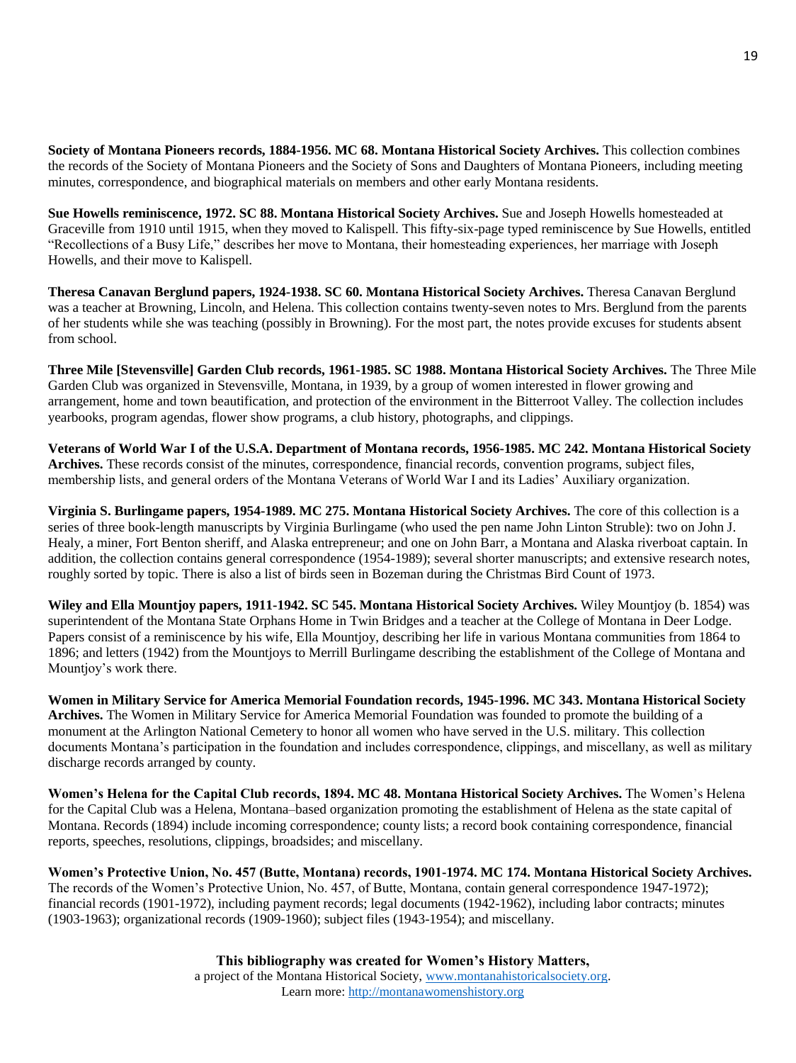**Society of Montana Pioneers records, 1884-1956. MC 68. Montana Historical Society Archives.** This collection combines the records of the Society of Montana Pioneers and the Society of Sons and Daughters of Montana Pioneers, including meeting minutes, correspondence, and biographical materials on members and other early Montana residents.

**Sue Howells reminiscence, 1972. SC 88. Montana Historical Society Archives.** Sue and Joseph Howells homesteaded at Graceville from 1910 until 1915, when they moved to Kalispell. This fifty-six-page typed reminiscence by Sue Howells, entitled "Recollections of a Busy Life," describes her move to Montana, their homesteading experiences, her marriage with Joseph Howells, and their move to Kalispell.

**Theresa Canavan Berglund papers, 1924-1938. SC 60. Montana Historical Society Archives.** Theresa Canavan Berglund was a teacher at Browning, Lincoln, and Helena. This collection contains twenty-seven notes to Mrs. Berglund from the parents of her students while she was teaching (possibly in Browning). For the most part, the notes provide excuses for students absent from school.

**Three Mile [Stevensville] Garden Club records, 1961-1985. SC 1988. Montana Historical Society Archives.** The Three Mile Garden Club was organized in Stevensville, Montana, in 1939, by a group of women interested in flower growing and arrangement, home and town beautification, and protection of the environment in the Bitterroot Valley. The collection includes yearbooks, program agendas, flower show programs, a club history, photographs, and clippings.

**Veterans of World War I of the U.S.A. Department of Montana records, 1956-1985. MC 242. Montana Historical Society Archives.** These records consist of the minutes, correspondence, financial records, convention programs, subject files, membership lists, and general orders of the Montana Veterans of World War I and its Ladies' Auxiliary organization.

**Virginia S. Burlingame papers, 1954-1989. MC 275. Montana Historical Society Archives.** The core of this collection is a series of three book-length manuscripts by Virginia Burlingame (who used the pen name John Linton Struble): two on John J. Healy, a miner, Fort Benton sheriff, and Alaska entrepreneur; and one on John Barr, a Montana and Alaska riverboat captain. In addition, the collection contains general correspondence (1954-1989); several shorter manuscripts; and extensive research notes, roughly sorted by topic. There is also a list of birds seen in Bozeman during the Christmas Bird Count of 1973.

**Wiley and Ella Mountjoy papers, 1911-1942. SC 545. Montana Historical Society Archives.** Wiley Mountjoy (b. 1854) was superintendent of the Montana State Orphans Home in Twin Bridges and a teacher at the College of Montana in Deer Lodge. Papers consist of a reminiscence by his wife, Ella Mountjoy, describing her life in various Montana communities from 1864 to 1896; and letters (1942) from the Mountjoys to Merrill Burlingame describing the establishment of the College of Montana and Mountjoy's work there.

**Women in Military Service for America Memorial Foundation records, 1945-1996. MC 343. Montana Historical Society Archives.** The Women in Military Service for America Memorial Foundation was founded to promote the building of a monument at the Arlington National Cemetery to honor all women who have served in the U.S. military. This collection documents Montana's participation in the foundation and includes correspondence, clippings, and miscellany, as well as military discharge records arranged by county.

**Women's Helena for the Capital Club records, 1894. MC 48. Montana Historical Society Archives.** The Women's Helena for the Capital Club was a Helena, Montana–based organization promoting the establishment of Helena as the state capital of Montana. Records (1894) include incoming correspondence; county lists; a record book containing correspondence, financial reports, speeches, resolutions, clippings, broadsides; and miscellany.

**Women's Protective Union, No. 457 (Butte, Montana) records, 1901-1974. MC 174. Montana Historical Society Archives.** The records of the Women's Protective Union, No. 457, of Butte, Montana, contain general correspondence 1947-1972); financial records (1901-1972), including payment records; legal documents (1942-1962), including labor contracts; minutes (1903-1963); organizational records (1909-1960); subject files (1943-1954); and miscellany.

**This bibliography was created for Women's History Matters,**
a project of the Montana Historical Society, www.montanahistoricalsociety.org.
Learn more: http://montanawomenshistory.org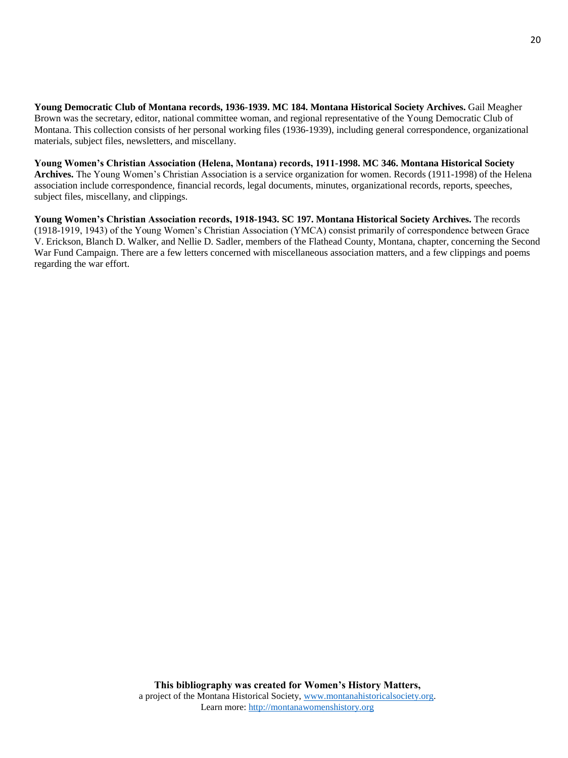**Young Democratic Club of Montana records, 1936-1939. MC 184. Montana Historical Society Archives.** Gail Meagher Brown was the secretary, editor, national committee woman, and regional representative of the Young Democratic Club of Montana. This collection consists of her personal working files (1936-1939), including general correspondence, organizational materials, subject files, newsletters, and miscellany.

**Young Women's Christian Association (Helena, Montana) records, 1911-1998. MC 346. Montana Historical Society Archives.** The Young Women's Christian Association is a service organization for women. Records (1911-1998) of the Helena association include correspondence, financial records, legal documents, minutes, organizational records, reports, speeches, subject files, miscellany, and clippings.

**Young Women's Christian Association records, 1918-1943. SC 197. Montana Historical Society Archives.** The records (1918-1919, 1943) of the Young Women's Christian Association (YMCA) consist primarily of correspondence between Grace V. Erickson, Blanch D. Walker, and Nellie D. Sadler, members of the Flathead County, Montana, chapter, concerning the Second War Fund Campaign. There are a few letters concerned with miscellaneous association matters, and a few clippings and poems regarding the war effort.

**This bibliography was created for Women's History Matters,**
a project of the Montana Historical Society, www.montanahistoricalsociety.org.
Learn more: http://montanawomenshistory.org